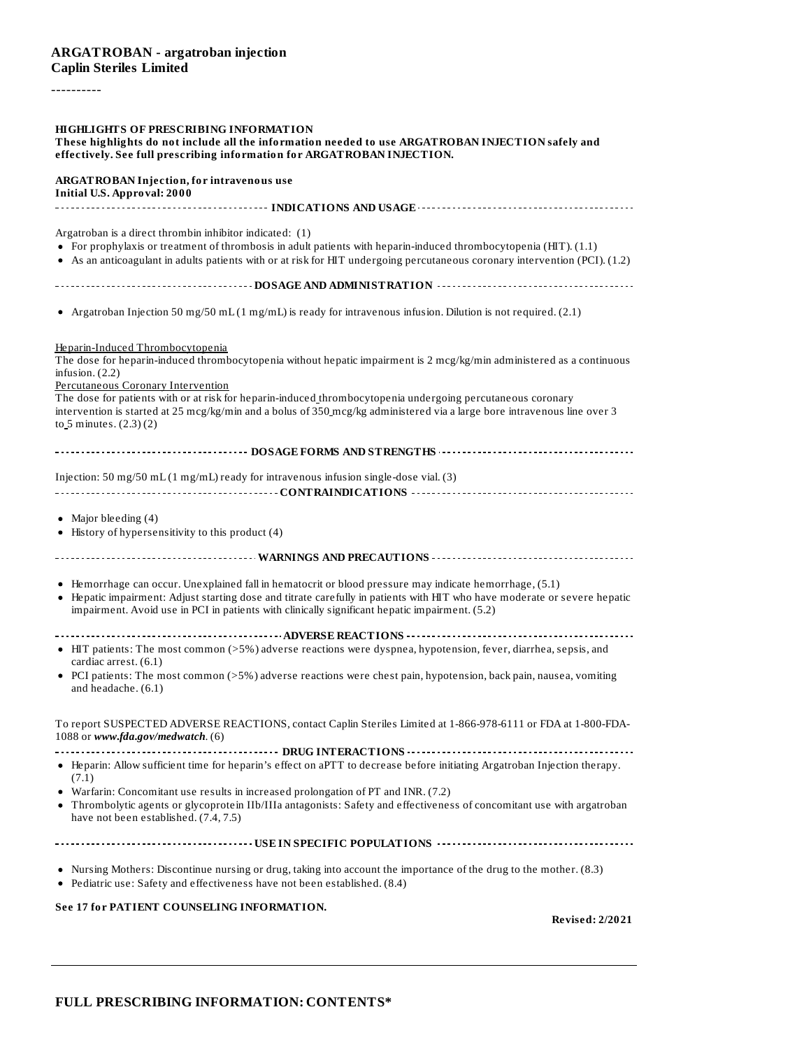**ARGATROBAN - argatroban injection**
**Caplin Steriles Limited**

----------

**HIGHLIGHTS OF PRESCRIBING INFORMATION**
**These highlights do not include all the information needed to use ARGATROBAN INJECTION safely and effectively. See full prescribing information for ARGATROBAN INJECTION.**

**ARGATROBAN Injection, for intravenous use**
**Initial U.S. Approval: 2000**

**INDICATIONS AND USAGE**

Argatroban is a direct thrombin inhibitor indicated: (1)

- For prophylaxis or treatment of thrombosis in adult patients with heparin-induced thrombocytopenia (HIT). (1.1)
- As an anticoagulant in adults patients with or at risk for HIT undergoing percutaneous coronary intervention (PCI). (1.2)

**DOSAGE AND ADMINISTRATION**

- Argatroban Injection 50 mg/50 mL (1 mg/mL) is ready for intravenous infusion. Dilution is not required. (2.1)

Heparin-Induced Thrombocytopenia
The dose for heparin-induced thrombocytopenia without hepatic impairment is 2 mcg/kg/min administered as a continuous infusion. (2.2)
Percutaneous Coronary Intervention
The dose for patients with or at risk for heparin-induced thrombocytopenia undergoing percutaneous coronary intervention is started at 25 mcg/kg/min and a bolus of 350 mcg/kg administered via a large bore intravenous line over 3 to 5 minutes. (2.3) (2)

**DOSAGE FORMS AND STRENGTHS**

Injection: 50 mg/50 mL (1 mg/mL) ready for intravenous infusion single-dose vial. (3)

**CONTRAINDICATIONS**

- Major bleeding (4)
- History of hypersensitivity to this product (4)

**WARNINGS AND PRECAUTIONS**

- Hemorrhage can occur. Unexplained fall in hematocrit or blood pressure may indicate hemorrhage, (5.1)
- Hepatic impairment: Adjust starting dose and titrate carefully in patients with HIT who have moderate or severe hepatic impairment. Avoid use in PCI in patients with clinically significant hepatic impairment. (5.2)

**ADVERSE REACTIONS**

- HIT patients: The most common (>5%) adverse reactions were dyspnea, hypotension, fever, diarrhea, sepsis, and cardiac arrest. (6.1)
- PCI patients: The most common (>5%) adverse reactions were chest pain, hypotension, back pain, nausea, vomiting and headache. (6.1)

To report SUSPECTED ADVERSE REACTIONS, contact Caplin Steriles Limited at 1-866-978-6111 or FDA at 1-800-FDA-1088 or ***www.fda.gov/medwatch***. (6)

**DRUG INTERACTIONS**

- Heparin: Allow sufficient time for heparin's effect on aPTT to decrease before initiating Argatroban Injection therapy. (7.1)
- Warfarin: Concomitant use results in increased prolongation of PT and INR. (7.2)
- Thrombolytic agents or glycoprotein IIb/IIIa antagonists: Safety and effectiveness of concomitant use with argatroban have not been established. (7.4, 7.5)

**USE IN SPECIFIC POPULATIONS**

- Nursing Mothers: Discontinue nursing or drug, taking into account the importance of the drug to the mother. (8.3)
- Pediatric use: Safety and effectiveness have not been established. (8.4)

**See 17 for PATIENT COUNSELING INFORMATION.**

**Revised: 2/2021**

**FULL PRESCRIBING INFORMATION: CONTENTS***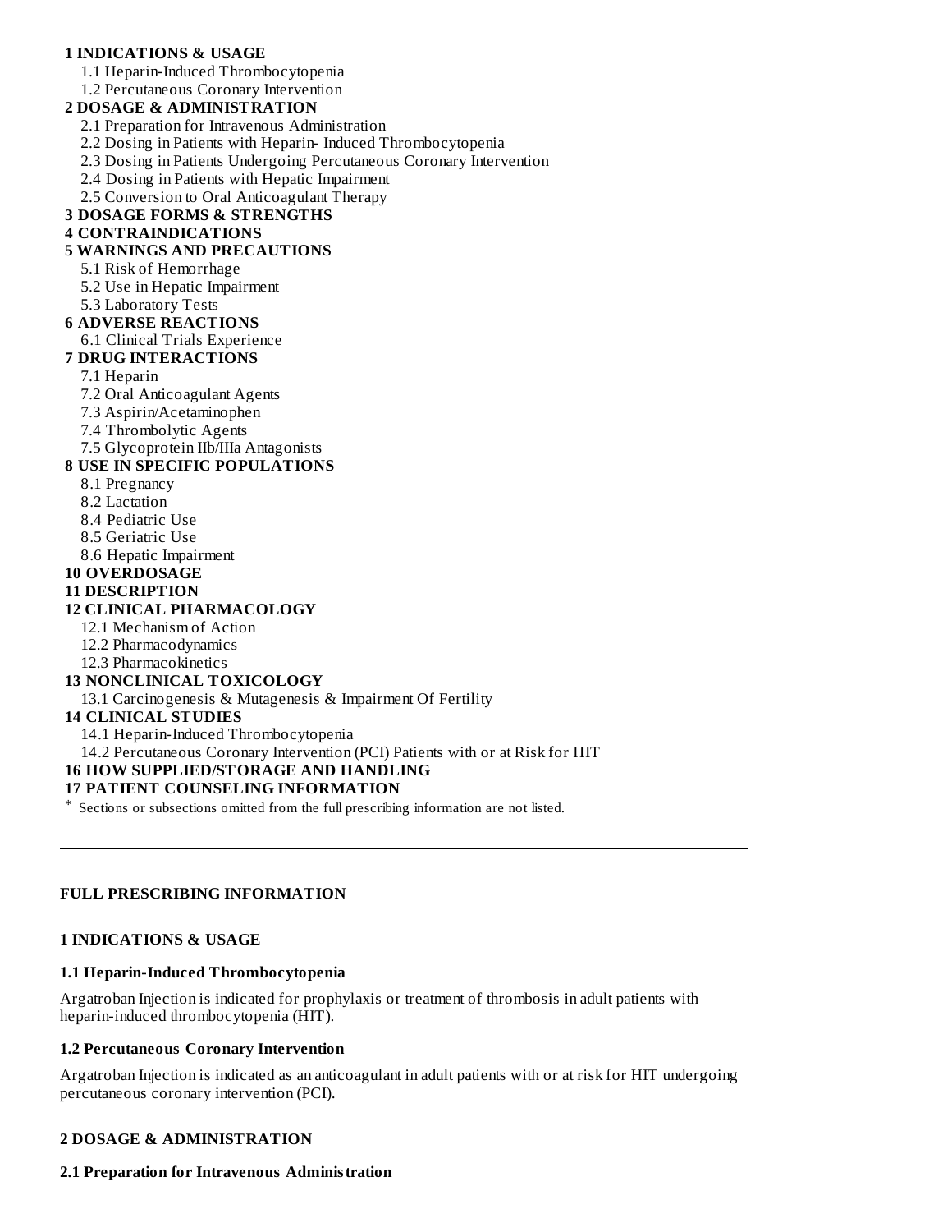**1 INDICATIONS & USAGE**

1.1 Heparin-Induced Thrombocytopenia

1.2 Percutaneous Coronary Intervention

**2 DOSAGE & ADMINISTRATION**

2.1 Preparation for Intravenous Administration

2.2 Dosing in Patients with Heparin- Induced Thrombocytopenia

2.3 Dosing in Patients Undergoing Percutaneous Coronary Intervention

2.4 Dosing in Patients with Hepatic Impairment

2.5 Conversion to Oral Anticoagulant Therapy

**3 DOSAGE FORMS & STRENGTHS**

**4 CONTRAINDICATIONS**

**5 WARNINGS AND PRECAUTIONS**

5.1 Risk of Hemorrhage

5.2 Use in Hepatic Impairment

5.3 Laboratory Tests

**6 ADVERSE REACTIONS**

6.1 Clinical Trials Experience

**7 DRUG INTERACTIONS**

7.1 Heparin

7.2 Oral Anticoagulant Agents

7.3 Aspirin/Acetaminophen

7.4 Thrombolytic Agents

7.5 Glycoprotein IIb/IIIa Antagonists

**8 USE IN SPECIFIC POPULATIONS**

8.1 Pregnancy

8.2 Lactation

8.4 Pediatric Use

8.5 Geriatric Use

8.6 Hepatic Impairment

**10 OVERDOSAGE**

**11 DESCRIPTION**

**12 CLINICAL PHARMACOLOGY**

12.1 Mechanism of Action

12.2 Pharmacodynamics

12.3 Pharmacokinetics

**13 NONCLINICAL TOXICOLOGY**

13.1 Carcinogenesis & Mutagenesis & Impairment Of Fertility

**14 CLINICAL STUDIES**

14.1 Heparin-Induced Thrombocytopenia

14.2 Percutaneous Coronary Intervention (PCI) Patients with or at Risk for HIT

**16 HOW SUPPLIED/STORAGE AND HANDLING**

**17 PATIENT COUNSELING INFORMATION**

* Sections or subsections omitted from the full prescribing information are not listed.

---

## FULL PRESCRIBING INFORMATION

## 1 INDICATIONS & USAGE

### 1.1 Heparin-Induced Thrombocytopenia

Argatroban Injection is indicated for prophylaxis or treatment of thrombosis in adult patients with heparin-induced thrombocytopenia (HIT).

### 1.2 Percutaneous Coronary Intervention

Argatroban Injection is indicated as an anticoagulant in adult patients with or at risk for HIT undergoing percutaneous coronary intervention (PCI).

## 2 DOSAGE & ADMINISTRATION

### 2.1 Preparation for Intravenous Administration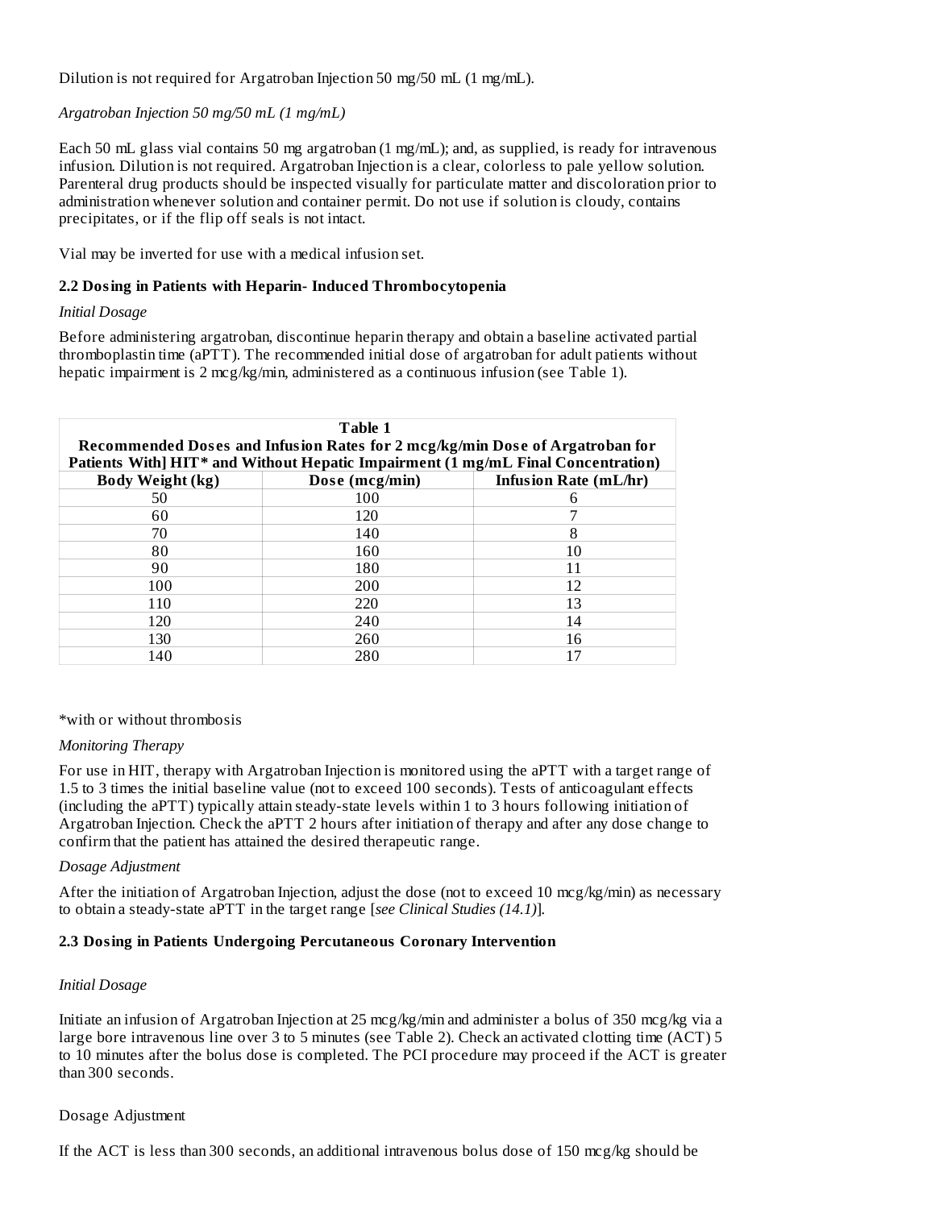Dilution is not required for Argatroban Injection 50 mg/50 mL (1 mg/mL).

*Argatroban Injection 50 mg/50 mL (1 mg/mL)*

Each 50 mL glass vial contains 50 mg argatroban (1 mg/mL); and, as supplied, is ready for intravenous infusion. Dilution is not required. Argatroban Injection is a clear, colorless to pale yellow solution. Parenteral drug products should be inspected visually for particulate matter and discoloration prior to administration whenever solution and container permit. Do not use if solution is cloudy, contains precipitates, or if the flip off seals is not intact.

Vial may be inverted for use with a medical infusion set.

### 2.2 Dosing in Patients with Heparin- Induced Thrombocytopenia

*Initial Dosage*

Before administering argatroban, discontinue heparin therapy and obtain a baseline activated partial thromboplastin time (aPTT). The recommended initial dose of argatroban for adult patients without hepatic impairment is 2 mcg/kg/min, administered as a continuous infusion (see Table 1).

**Table 1**
**Recommended Doses and Infusion Rates for 2 mcg/kg/min Dose of Argatroban for Patients With] HIT* and Without Hepatic Impairment (1 mg/mL Final Concentration)**

| Body Weight (kg) | Dose (mcg/min) | Infusion Rate (mL/hr) |
|---|---|---|
| 50 | 100 | 6 |
| 60 | 120 | 7 |
| 70 | 140 | 8 |
| 80 | 160 | 10 |
| 90 | 180 | 11 |
| 100 | 200 | 12 |
| 110 | 220 | 13 |
| 120 | 240 | 14 |
| 130 | 260 | 16 |
| 140 | 280 | 17 |

*with or without thrombosis

*Monitoring Therapy*

For use in HIT, therapy with Argatroban Injection is monitored using the aPTT with a target range of 1.5 to 3 times the initial baseline value (not to exceed 100 seconds). Tests of anticoagulant effects (including the aPTT) typically attain steady-state levels within 1 to 3 hours following initiation of Argatroban Injection. Check the aPTT 2 hours after initiation of therapy and after any dose change to confirm that the patient has attained the desired therapeutic range.

*Dosage Adjustment*

After the initiation of Argatroban Injection, adjust the dose (not to exceed 10 mcg/kg/min) as necessary to obtain a steady-state aPTT in the target range [*see Clinical Studies (14.1)*].

### 2.3 Dosing in Patients Undergoing Percutaneous Coronary Intervention

*Initial Dosage*

Initiate an infusion of Argatroban Injection at 25 mcg/kg/min and administer a bolus of 350 mcg/kg via a large bore intravenous line over 3 to 5 minutes (see Table 2). Check an activated clotting time (ACT) 5 to 10 minutes after the bolus dose is completed. The PCI procedure may proceed if the ACT is greater than 300 seconds.

Dosage Adjustment

If the ACT is less than 300 seconds, an additional intravenous bolus dose of 150 mcg/kg should be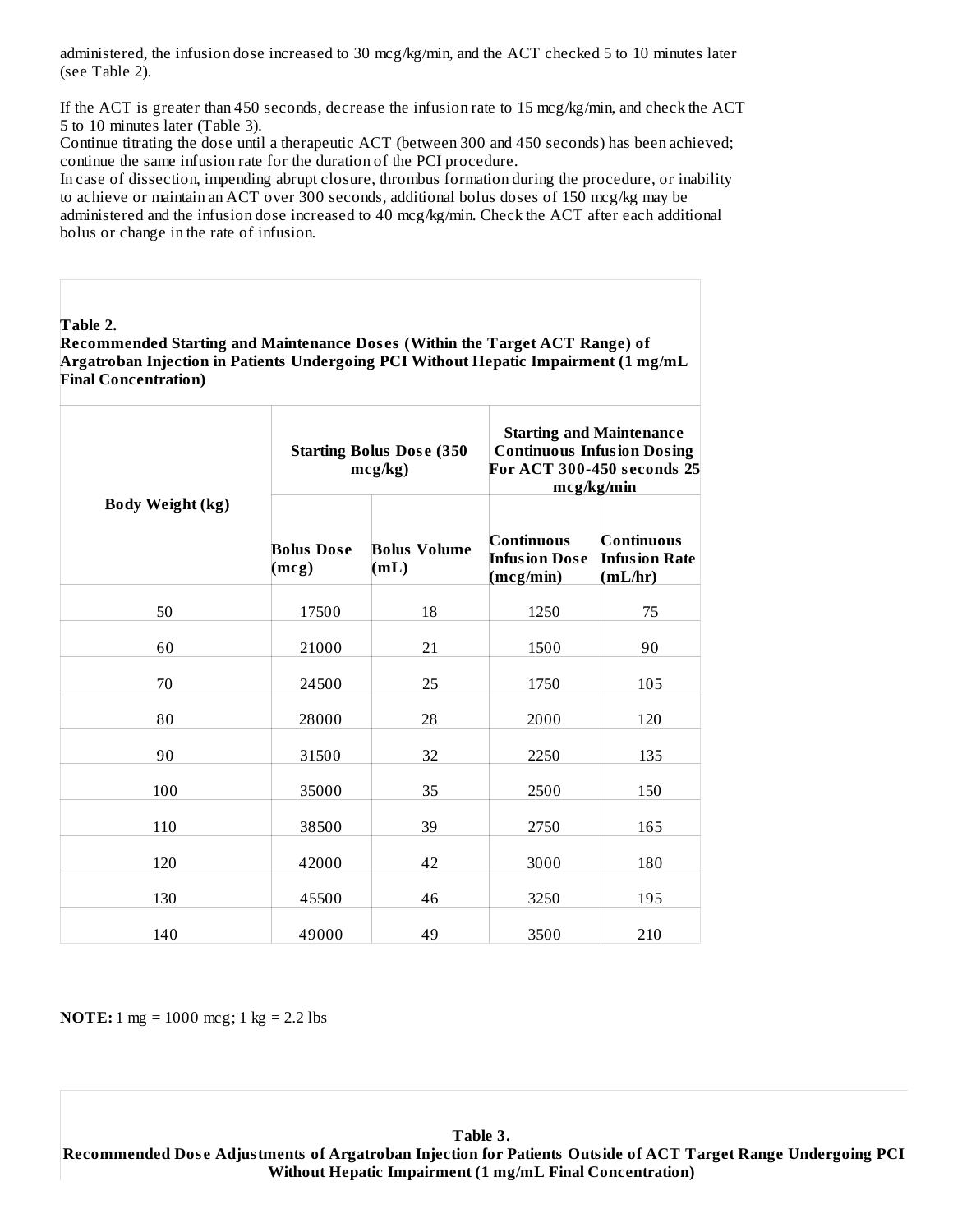administered, the infusion dose increased to 30 mcg/kg/min, and the ACT checked 5 to 10 minutes later (see Table 2).

If the ACT is greater than 450 seconds, decrease the infusion rate to 15 mcg/kg/min, and check the ACT 5 to 10 minutes later (Table 3).

Continue titrating the dose until a therapeutic ACT (between 300 and 450 seconds) has been achieved; continue the same infusion rate for the duration of the PCI procedure.

In case of dissection, impending abrupt closure, thrombus formation during the procedure, or inability to achieve or maintain an ACT over 300 seconds, additional bolus doses of 150 mcg/kg may be administered and the infusion dose increased to 40 mcg/kg/min. Check the ACT after each additional bolus or change in the rate of infusion.

**Table 2.**
**Recommended Starting and Maintenance Doses (Within the Target ACT Range) of Argatroban Injection in Patients Undergoing PCI Without Hepatic Impairment (1 mg/mL Final Concentration)**

| Body Weight (kg) | Starting Bolus Dose (350 mcg/kg) | | Starting and Maintenance Continuous Infusion Dosing For ACT 300-450 seconds 25 mcg/kg/min | |
|---|---|---|---|---|
| | **Bolus Dose (mcg)** | **Bolus Volume (mL)** | **Continuous Infusion Dose (mcg/min)** | **Continuous Infusion Rate (mL/hr)** |
| 50 | 17500 | 18 | 1250 | 75 |
| 60 | 21000 | 21 | 1500 | 90 |
| 70 | 24500 | 25 | 1750 | 105 |
| 80 | 28000 | 28 | 2000 | 120 |
| 90 | 31500 | 32 | 2250 | 135 |
| 100 | 35000 | 35 | 2500 | 150 |
| 110 | 38500 | 39 | 2750 | 165 |
| 120 | 42000 | 42 | 3000 | 180 |
| 130 | 45500 | 46 | 3250 | 195 |
| 140 | 49000 | 49 | 3500 | 210 |

**NOTE:** 1 mg = 1000 mcg; 1 kg = 2.2 lbs

**Table 3.**
**Recommended Dose Adjustments of Argatroban Injection for Patients Outside of ACT Target Range Undergoing PCI Without Hepatic Impairment (1 mg/mL Final Concentration)**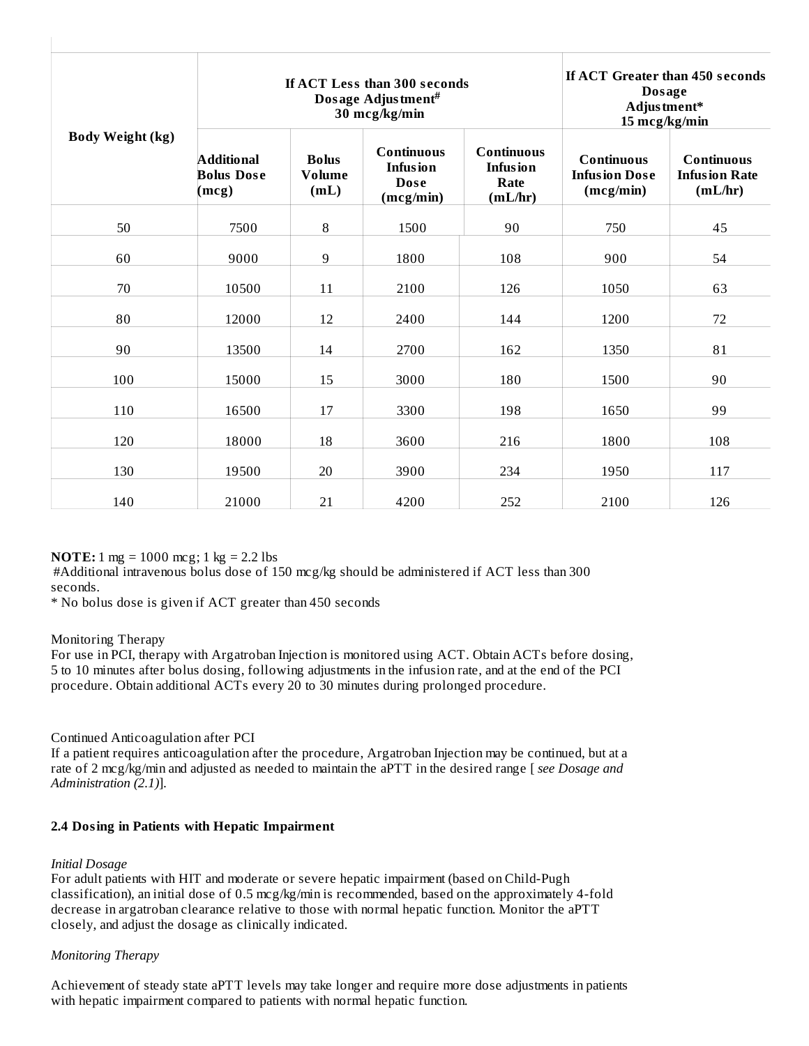| Body Weight (kg) | If ACT Less than 300 seconds Dosage Adjustment# 30 mcg/kg/min | | | | If ACT Greater than 450 seconds Dosage Adjustment* 15 mcg/kg/min | |
|---|---|---|---|---|---|---|
| | Additional Bolus Dose (mcg) | Bolus Volume (mL) | Continuous Infusion Dose (mcg/min) | Continuous Infusion Rate (mL/hr) | Continuous Infusion Dose (mcg/min) | Continuous Infusion Rate (mL/hr) |
| 50 | 7500 | 8 | 1500 | 90 | 750 | 45 |
| 60 | 9000 | 9 | 1800 | 108 | 900 | 54 |
| 70 | 10500 | 11 | 2100 | 126 | 1050 | 63 |
| 80 | 12000 | 12 | 2400 | 144 | 1200 | 72 |
| 90 | 13500 | 14 | 2700 | 162 | 1350 | 81 |
| 100 | 15000 | 15 | 3000 | 180 | 1500 | 90 |
| 110 | 16500 | 17 | 3300 | 198 | 1650 | 99 |
| 120 | 18000 | 18 | 3600 | 216 | 1800 | 108 |
| 130 | 19500 | 20 | 3900 | 234 | 1950 | 117 |
| 140 | 21000 | 21 | 4200 | 252 | 2100 | 126 |

**NOTE:** 1 mg = 1000 mcg; 1 kg = 2.2 lbs

#Additional intravenous bolus dose of 150 mcg/kg should be administered if ACT less than 300 seconds.

* No bolus dose is given if ACT greater than 450 seconds

Monitoring Therapy

For use in PCI, therapy with Argatroban Injection is monitored using ACT. Obtain ACTs before dosing, 5 to 10 minutes after bolus dosing, following adjustments in the infusion rate, and at the end of the PCI procedure. Obtain additional ACTs every 20 to 30 minutes during prolonged procedure.

Continued Anticoagulation after PCI

If a patient requires anticoagulation after the procedure, Argatroban Injection may be continued, but at a rate of 2 mcg/kg/min and adjusted as needed to maintain the aPTT in the desired range [ *see Dosage and Administration (2.1)*].

### 2.4 Dosing in Patients with Hepatic Impairment

*Initial Dosage*

For adult patients with HIT and moderate or severe hepatic impairment (based on Child-Pugh classification), an initial dose of 0.5 mcg/kg/min is recommended, based on the approximately 4-fold decrease in argatroban clearance relative to those with normal hepatic function. Monitor the aPTT closely, and adjust the dosage as clinically indicated.

*Monitoring Therapy*

Achievement of steady state aPTT levels may take longer and require more dose adjustments in patients with hepatic impairment compared to patients with normal hepatic function.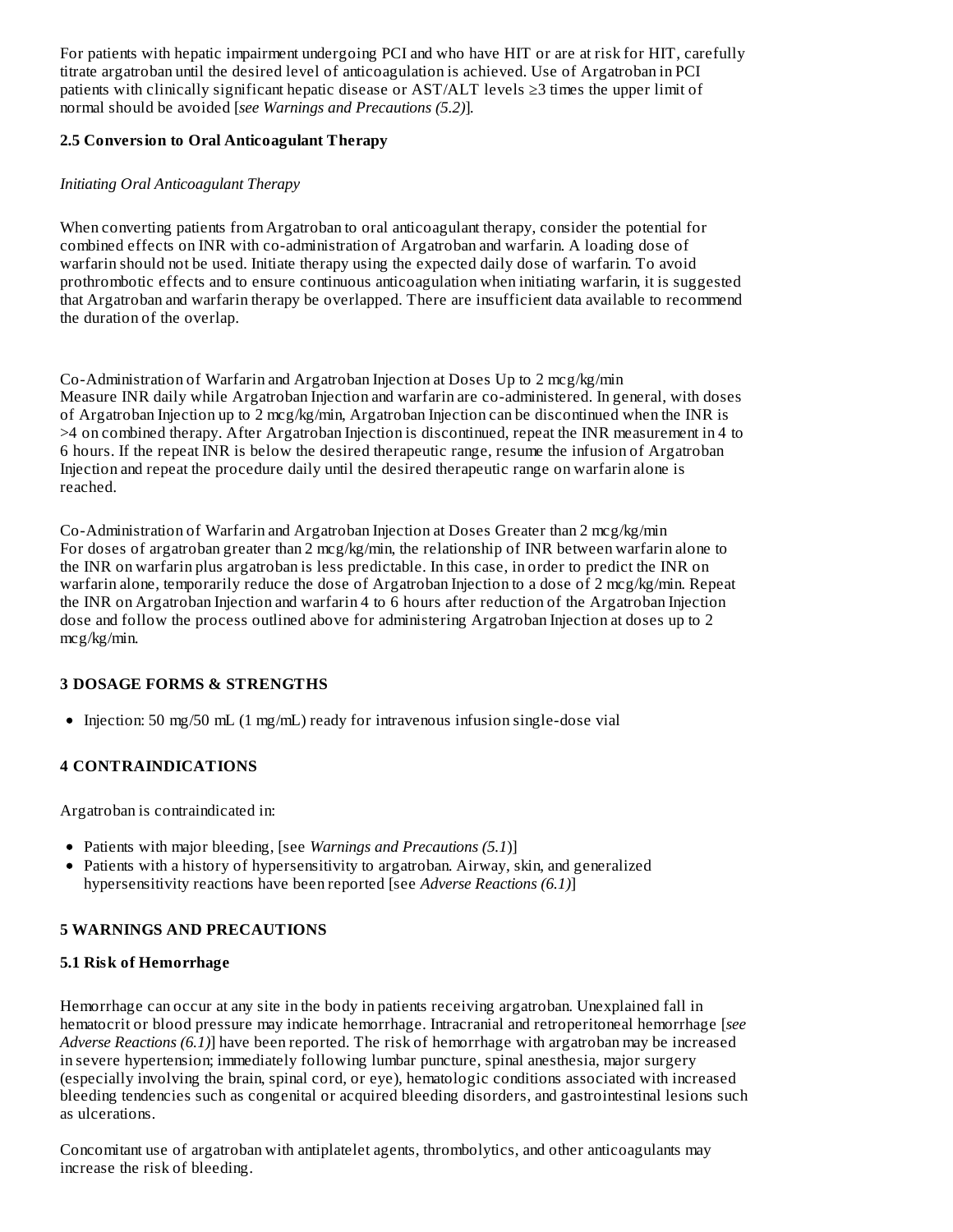For patients with hepatic impairment undergoing PCI and who have HIT or are at risk for HIT, carefully titrate argatroban until the desired level of anticoagulation is achieved. Use of Argatroban in PCI patients with clinically significant hepatic disease or AST/ALT levels ≥3 times the upper limit of normal should be avoided [*see Warnings and Precautions (5.2)*].

### 2.5 Conversion to Oral Anticoagulant Therapy

*Initiating Oral Anticoagulant Therapy*

When converting patients from Argatroban to oral anticoagulant therapy, consider the potential for combined effects on INR with co-administration of Argatroban and warfarin. A loading dose of warfarin should not be used. Initiate therapy using the expected daily dose of warfarin. To avoid prothrombotic effects and to ensure continuous anticoagulation when initiating warfarin, it is suggested that Argatroban and warfarin therapy be overlapped. There are insufficient data available to recommend the duration of the overlap.

Co-Administration of Warfarin and Argatroban Injection at Doses Up to 2 mcg/kg/min
Measure INR daily while Argatroban Injection and warfarin are co-administered. In general, with doses of Argatroban Injection up to 2 mcg/kg/min, Argatroban Injection can be discontinued when the INR is >4 on combined therapy. After Argatroban Injection is discontinued, repeat the INR measurement in 4 to 6 hours. If the repeat INR is below the desired therapeutic range, resume the infusion of Argatroban Injection and repeat the procedure daily until the desired therapeutic range on warfarin alone is reached.

Co-Administration of Warfarin and Argatroban Injection at Doses Greater than 2 mcg/kg/min
For doses of argatroban greater than 2 mcg/kg/min, the relationship of INR between warfarin alone to the INR on warfarin plus argatroban is less predictable. In this case, in order to predict the INR on warfarin alone, temporarily reduce the dose of Argatroban Injection to a dose of 2 mcg/kg/min. Repeat the INR on Argatroban Injection and warfarin 4 to 6 hours after reduction of the Argatroban Injection dose and follow the process outlined above for administering Argatroban Injection at doses up to 2 mcg/kg/min.

## 3 DOSAGE FORMS & STRENGTHS

- Injection: 50 mg/50 mL (1 mg/mL) ready for intravenous infusion single-dose vial

## 4 CONTRAINDICATIONS

Argatroban is contraindicated in:

- Patients with major bleeding, [see *Warnings and Precautions (5.1)*]
- Patients with a history of hypersensitivity to argatroban. Airway, skin, and generalized hypersensitivity reactions have been reported [see *Adverse Reactions (6.1)*]

## 5 WARNINGS AND PRECAUTIONS

### 5.1 Risk of Hemorrhage

Hemorrhage can occur at any site in the body in patients receiving argatroban. Unexplained fall in hematocrit or blood pressure may indicate hemorrhage. Intracranial and retroperitoneal hemorrhage [*see Adverse Reactions (6.1)*] have been reported. The risk of hemorrhage with argatroban may be increased in severe hypertension; immediately following lumbar puncture, spinal anesthesia, major surgery (especially involving the brain, spinal cord, or eye), hematologic conditions associated with increased bleeding tendencies such as congenital or acquired bleeding disorders, and gastrointestinal lesions such as ulcerations.

Concomitant use of argatroban with antiplatelet agents, thrombolytics, and other anticoagulants may increase the risk of bleeding.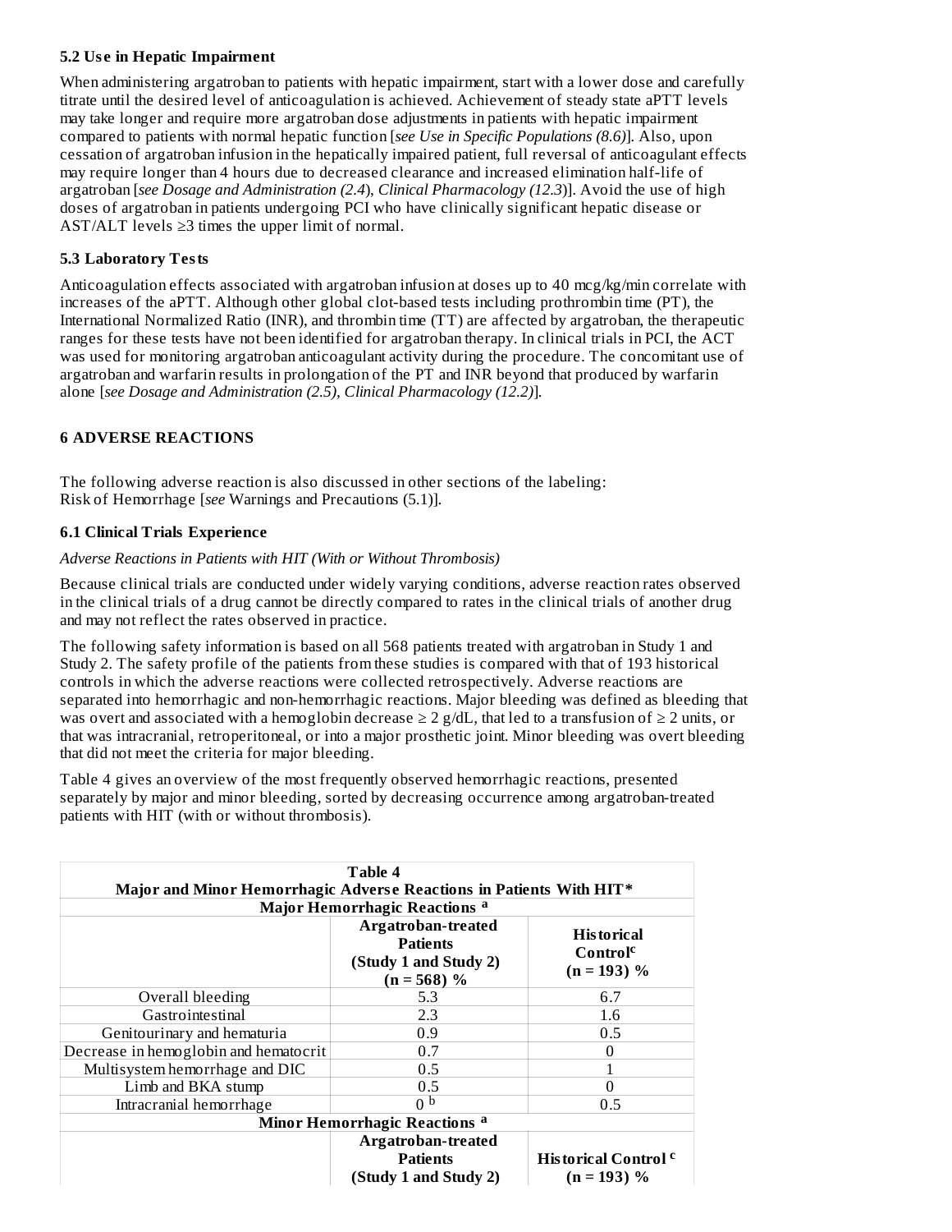### 5.2 Use in Hepatic Impairment

When administering argatroban to patients with hepatic impairment, start with a lower dose and carefully titrate until the desired level of anticoagulation is achieved. Achievement of steady state aPTT levels may take longer and require more argatroban dose adjustments in patients with hepatic impairment compared to patients with normal hepatic function [*see Use in Specific Populations (8.6)*]. Also, upon cessation of argatroban infusion in the hepatically impaired patient, full reversal of anticoagulant effects may require longer than 4 hours due to decreased clearance and increased elimination half-life of argatroban [*see Dosage and Administration (2.4*), *Clinical Pharmacology (12.3*)]. Avoid the use of high doses of argatroban in patients undergoing PCI who have clinically significant hepatic disease or AST/ALT levels ≥3 times the upper limit of normal.

### 5.3 Laboratory Tests

Anticoagulation effects associated with argatroban infusion at doses up to 40 mcg/kg/min correlate with increases of the aPTT. Although other global clot-based tests including prothrombin time (PT), the International Normalized Ratio (INR), and thrombin time (TT) are affected by argatroban, the therapeutic ranges for these tests have not been identified for argatroban therapy. In clinical trials in PCI, the ACT was used for monitoring argatroban anticoagulant activity during the procedure. The concomitant use of argatroban and warfarin results in prolongation of the PT and INR beyond that produced by warfarin alone [*see Dosage and Administration (2.5), Clinical Pharmacology (12.2)*].

## 6 ADVERSE REACTIONS

The following adverse reaction is also discussed in other sections of the labeling:
Risk of Hemorrhage [*see* Warnings and Precautions (5.1)].

### 6.1 Clinical Trials Experience

*Adverse Reactions in Patients with HIT (With or Without Thrombosis)*

Because clinical trials are conducted under widely varying conditions, adverse reaction rates observed in the clinical trials of a drug cannot be directly compared to rates in the clinical trials of another drug and may not reflect the rates observed in practice.

The following safety information is based on all 568 patients treated with argatroban in Study 1 and Study 2. The safety profile of the patients from these studies is compared with that of 193 historical controls in which the adverse reactions were collected retrospectively. Adverse reactions are separated into hemorrhagic and non-hemorrhagic reactions. Major bleeding was defined as bleeding that was overt and associated with a hemoglobin decrease ≥ 2 g/dL, that led to a transfusion of ≥ 2 units, or that was intracranial, retroperitoneal, or into a major prosthetic joint. Minor bleeding was overt bleeding that did not meet the criteria for major bleeding.

Table 4 gives an overview of the most frequently observed hemorrhagic reactions, presented separately by major and minor bleeding, sorted by decreasing occurrence among argatroban-treated patients with HIT (with or without thrombosis).

**Table 4**
**Major and Minor Hemorrhagic Adverse Reactions in Patients With HIT***

| **Major Hemorrhagic Reactions [a]** | | |
|---|---|---|
| | **Argatroban-treated Patients (Study 1 and Study 2) (n = 568) %** | **Historical Control[c] (n = 193) %** |
| Overall bleeding | 5.3 | 6.7 |
| Gastrointestinal | 2.3 | 1.6 |
| Genitourinary and hematuria | 0.9 | 0.5 |
| Decrease in hemoglobin and hematocrit | 0.7 | 0 |
| Multisystem hemorrhage and DIC | 0.5 | 1 |
| Limb and BKA stump | 0.5 | 0 |
| Intracranial hemorrhage | 0 [b] | 0.5 |
| **Minor Hemorrhagic Reactions [a]** | | |
| | **Argatroban-treated Patients (Study 1 and Study 2)** | **Historical Control [c] (n = 193) %** |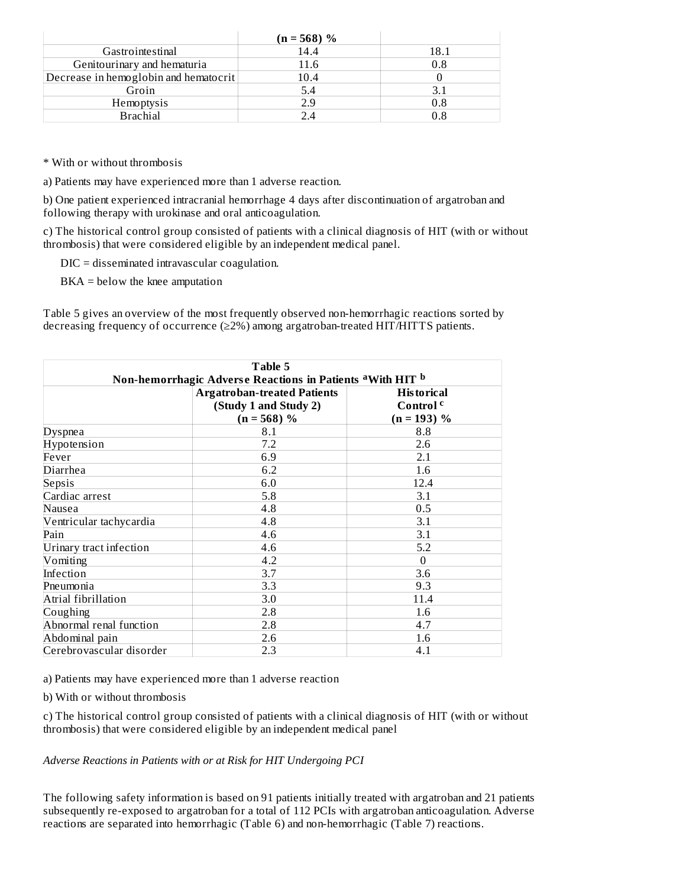| | (n = 568) % | |
|---|---|---|
| Gastrointestinal | 14.4 | 18.1 |
| Genitourinary and hematuria | 11.6 | 0.8 |
| Decrease in hemoglobin and hematocrit | 10.4 | 0 |
| Groin | 5.4 | 3.1 |
| Hemoptysis | 2.9 | 0.8 |
| Brachial | 2.4 | 0.8 |

* With or without thrombosis

a) Patients may have experienced more than 1 adverse reaction.

b) One patient experienced intracranial hemorrhage 4 days after discontinuation of argatroban and following therapy with urokinase and oral anticoagulation.

c) The historical control group consisted of patients with a clinical diagnosis of HIT (with or without thrombosis) that were considered eligible by an independent medical panel.

DIC = disseminated intravascular coagulation.

BKA = below the knee amputation

Table 5 gives an overview of the most frequently observed non-hemorrhagic reactions sorted by decreasing frequency of occurrence (≥2%) among argatroban-treated HIT/HITTS patients.

**Table 5**
**Non-hemorrhagic Adverse Reactions in Patients [a]With HIT [b]**

| | Argatroban-treated Patients (Study 1 and Study 2) (n = 568) % | Historical Control [c] (n = 193) % |
|---|---|---|
| Dyspnea | 8.1 | 8.8 |
| Hypotension | 7.2 | 2.6 |
| Fever | 6.9 | 2.1 |
| Diarrhea | 6.2 | 1.6 |
| Sepsis | 6.0 | 12.4 |
| Cardiac arrest | 5.8 | 3.1 |
| Nausea | 4.8 | 0.5 |
| Ventricular tachycardia | 4.8 | 3.1 |
| Pain | 4.6 | 3.1 |
| Urinary tract infection | 4.6 | 5.2 |
| Vomiting | 4.2 | 0 |
| Infection | 3.7 | 3.6 |
| Pneumonia | 3.3 | 9.3 |
| Atrial fibrillation | 3.0 | 11.4 |
| Coughing | 2.8 | 1.6 |
| Abnormal renal function | 2.8 | 4.7 |
| Abdominal pain | 2.6 | 1.6 |
| Cerebrovascular disorder | 2.3 | 4.1 |

a) Patients may have experienced more than 1 adverse reaction

b) With or without thrombosis

c) The historical control group consisted of patients with a clinical diagnosis of HIT (with or without thrombosis) that were considered eligible by an independent medical panel

*Adverse Reactions in Patients with or at Risk for HIT Undergoing PCI*

The following safety information is based on 91 patients initially treated with argatroban and 21 patients subsequently re-exposed to argatroban for a total of 112 PCIs with argatroban anticoagulation. Adverse reactions are separated into hemorrhagic (Table 6) and non-hemorrhagic (Table 7) reactions.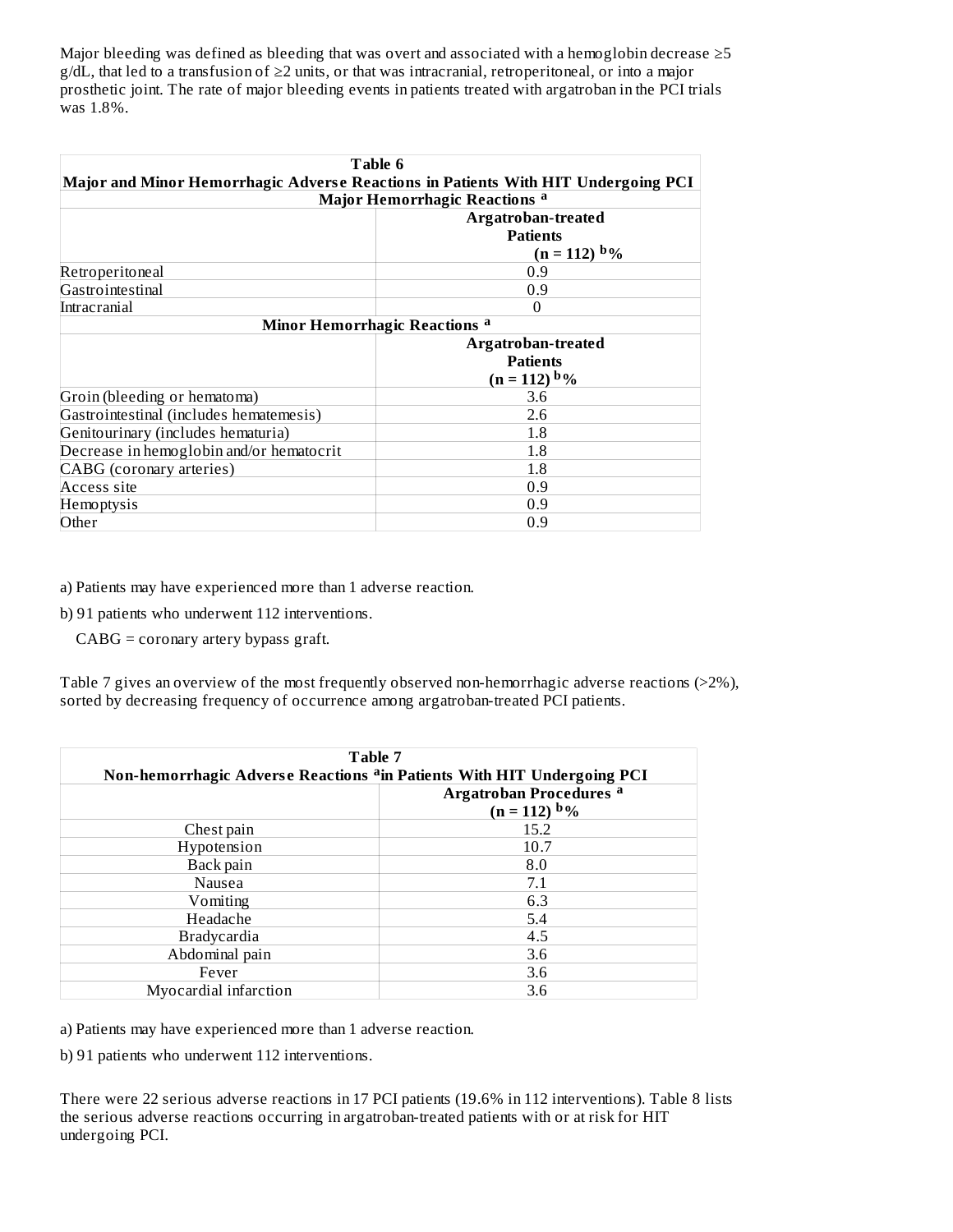Major bleeding was defined as bleeding that was overt and associated with a hemoglobin decrease ≥5 g/dL, that led to a transfusion of ≥2 units, or that was intracranial, retroperitoneal, or into a major prosthetic joint. The rate of major bleeding events in patients treated with argatroban in the PCI trials was 1.8%.

| Table 6<br>Major and Minor Hemorrhagic Adverse Reactions in Patients With HIT Undergoing PCI | |
|---|---|
| **Major Hemorrhagic Reactions [a]** | |
| | **Argatroban-treated Patients (n = 112) [b] %** |
| Retroperitoneal | 0.9 |
| Gastrointestinal | 0.9 |
| Intracranial | 0 |
| **Minor Hemorrhagic Reactions [a]** | |
| | **Argatroban-treated Patients (n = 112) [b] %** |
| Groin (bleeding or hematoma) | 3.6 |
| Gastrointestinal (includes hematemesis) | 2.6 |
| Genitourinary (includes hematuria) | 1.8 |
| Decrease in hemoglobin and/or hematocrit | 1.8 |
| CABG (coronary arteries) | 1.8 |
| Access site | 0.9 |
| Hemoptysis | 0.9 |
| Other | 0.9 |

a) Patients may have experienced more than 1 adverse reaction.

b) 91 patients who underwent 112 interventions.

CABG = coronary artery bypass graft.

Table 7 gives an overview of the most frequently observed non-hemorrhagic adverse reactions (>2%), sorted by decreasing frequency of occurrence among argatroban-treated PCI patients.

| Table 7<br>Non-hemorrhagic Adverse Reactions [a] in Patients With HIT Undergoing PCI | |
|---|---|
| | **Argatroban Procedures [a] (n = 112) [b] %** |
| Chest pain | 15.2 |
| Hypotension | 10.7 |
| Back pain | 8.0 |
| Nausea | 7.1 |
| Vomiting | 6.3 |
| Headache | 5.4 |
| Bradycardia | 4.5 |
| Abdominal pain | 3.6 |
| Fever | 3.6 |
| Myocardial infarction | 3.6 |

a) Patients may have experienced more than 1 adverse reaction.

b) 91 patients who underwent 112 interventions.

There were 22 serious adverse reactions in 17 PCI patients (19.6% in 112 interventions). Table 8 lists the serious adverse reactions occurring in argatroban-treated patients with or at risk for HIT undergoing PCI.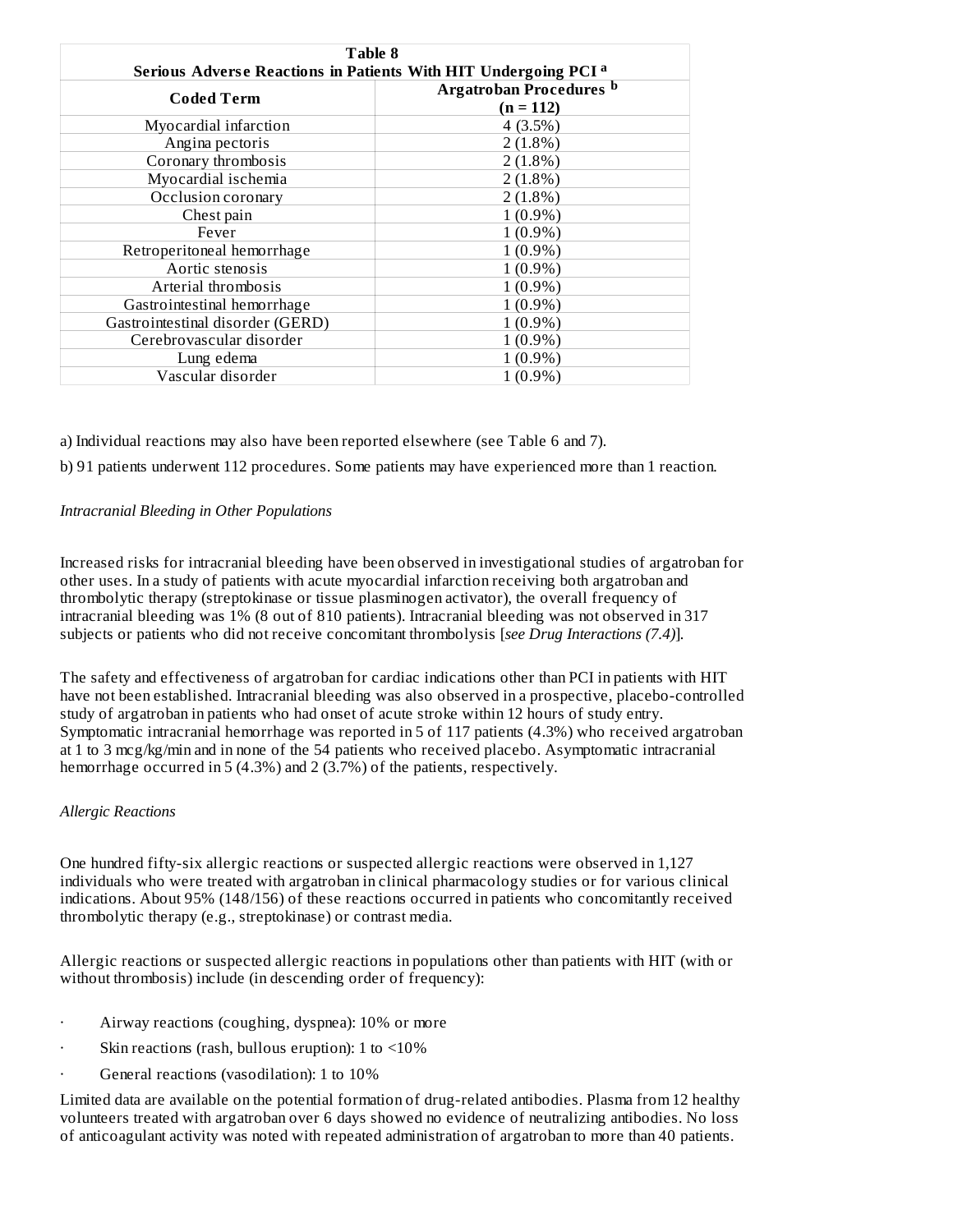| Table 8<br>Serious Adverse Reactions in Patients With HIT Undergoing PCI [a] | |
|---|---|
| **Coded Term** | **Argatroban Procedures [b] (n = 112)** |
| Myocardial infarction | 4 (3.5%) |
| Angina pectoris | 2 (1.8%) |
| Coronary thrombosis | 2 (1.8%) |
| Myocardial ischemia | 2 (1.8%) |
| Occlusion coronary | 2 (1.8%) |
| Chest pain | 1 (0.9%) |
| Fever | 1 (0.9%) |
| Retroperitoneal hemorrhage | 1 (0.9%) |
| Aortic stenosis | 1 (0.9%) |
| Arterial thrombosis | 1 (0.9%) |
| Gastrointestinal hemorrhage | 1 (0.9%) |
| Gastrointestinal disorder (GERD) | 1 (0.9%) |
| Cerebrovascular disorder | 1 (0.9%) |
| Lung edema | 1 (0.9%) |
| Vascular disorder | 1 (0.9%) |

a) Individual reactions may also have been reported elsewhere (see Table 6 and 7).

b) 91 patients underwent 112 procedures. Some patients may have experienced more than 1 reaction.

*Intracranial Bleeding in Other Populations*

Increased risks for intracranial bleeding have been observed in investigational studies of argatroban for other uses. In a study of patients with acute myocardial infarction receiving both argatroban and thrombolytic therapy (streptokinase or tissue plasminogen activator), the overall frequency of intracranial bleeding was 1% (8 out of 810 patients). Intracranial bleeding was not observed in 317 subjects or patients who did not receive concomitant thrombolysis [*see Drug Interactions (7.4)*].

The safety and effectiveness of argatroban for cardiac indications other than PCI in patients with HIT have not been established. Intracranial bleeding was also observed in a prospective, placebo-controlled study of argatroban in patients who had onset of acute stroke within 12 hours of study entry. Symptomatic intracranial hemorrhage was reported in 5 of 117 patients (4.3%) who received argatroban at 1 to 3 mcg/kg/min and in none of the 54 patients who received placebo. Asymptomatic intracranial hemorrhage occurred in 5 (4.3%) and 2 (3.7%) of the patients, respectively.

*Allergic Reactions*

One hundred fifty-six allergic reactions or suspected allergic reactions were observed in 1,127 individuals who were treated with argatroban in clinical pharmacology studies or for various clinical indications. About 95% (148/156) of these reactions occurred in patients who concomitantly received thrombolytic therapy (e.g., streptokinase) or contrast media.

Allergic reactions or suspected allergic reactions in populations other than patients with HIT (with or without thrombosis) include (in descending order of frequency):

- Airway reactions (coughing, dyspnea): 10% or more
- Skin reactions (rash, bullous eruption): 1 to <10%
- General reactions (vasodilation): 1 to 10%

Limited data are available on the potential formation of drug-related antibodies. Plasma from 12 healthy volunteers treated with argatroban over 6 days showed no evidence of neutralizing antibodies. No loss of anticoagulant activity was noted with repeated administration of argatroban to more than 40 patients.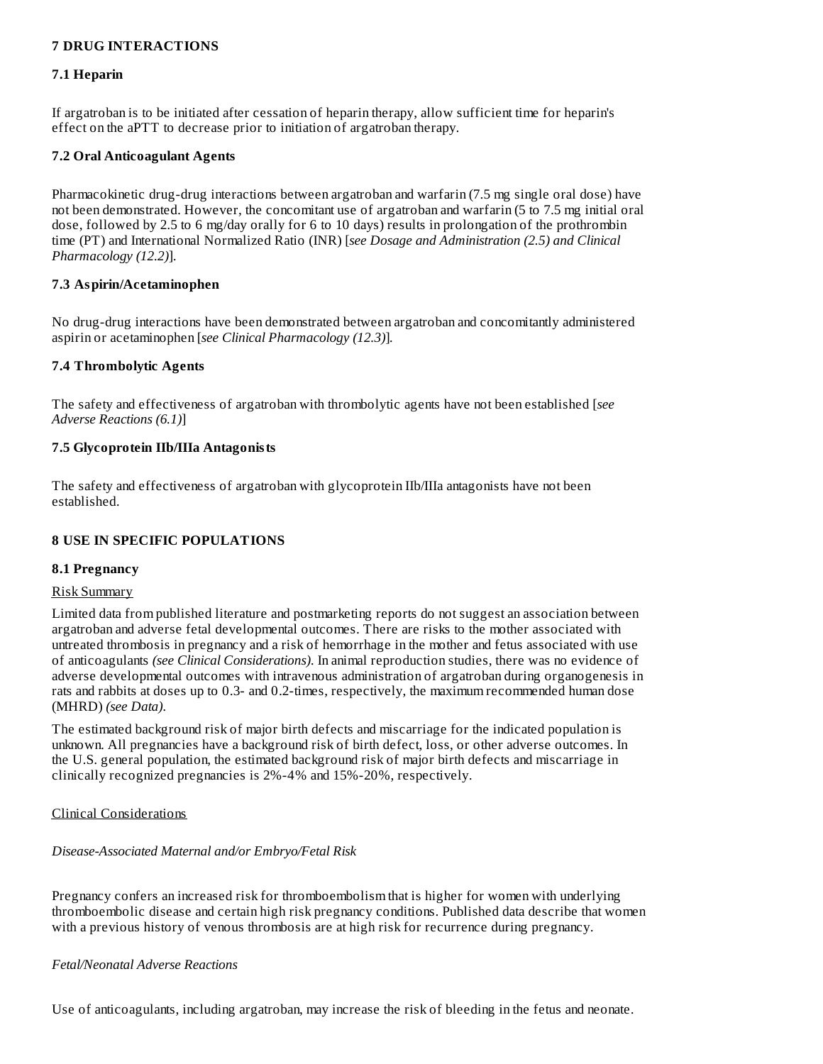## 7 DRUG INTERACTIONS

### 7.1 Heparin

If argatroban is to be initiated after cessation of heparin therapy, allow sufficient time for heparin's effect on the aPTT to decrease prior to initiation of argatroban therapy.

### 7.2 Oral Anticoagulant Agents

Pharmacokinetic drug-drug interactions between argatroban and warfarin (7.5 mg single oral dose) have not been demonstrated. However, the concomitant use of argatroban and warfarin (5 to 7.5 mg initial oral dose, followed by 2.5 to 6 mg/day orally for 6 to 10 days) results in prolongation of the prothrombin time (PT) and International Normalized Ratio (INR) [*see Dosage and Administration (2.5) and Clinical Pharmacology (12.2)*].

### 7.3 Aspirin/Acetaminophen

No drug-drug interactions have been demonstrated between argatroban and concomitantly administered aspirin or acetaminophen [*see Clinical Pharmacology (12.3)*].

### 7.4 Thrombolytic Agents

The safety and effectiveness of argatroban with thrombolytic agents have not been established [*see Adverse Reactions (6.1)*]

### 7.5 Glycoprotein IIb/IIIa Antagonists

The safety and effectiveness of argatroban with glycoprotein IIb/IIIa antagonists have not been established.

## 8 USE IN SPECIFIC POPULATIONS

### 8.1 Pregnancy

Risk Summary

Limited data from published literature and postmarketing reports do not suggest an association between argatroban and adverse fetal developmental outcomes. There are risks to the mother associated with untreated thrombosis in pregnancy and a risk of hemorrhage in the mother and fetus associated with use of anticoagulants *(see Clinical Considerations)*. In animal reproduction studies, there was no evidence of adverse developmental outcomes with intravenous administration of argatroban during organogenesis in rats and rabbits at doses up to 0.3- and 0.2-times, respectively, the maximum recommended human dose (MHRD) *(see Data)*.

The estimated background risk of major birth defects and miscarriage for the indicated population is unknown. All pregnancies have a background risk of birth defect, loss, or other adverse outcomes. In the U.S. general population, the estimated background risk of major birth defects and miscarriage in clinically recognized pregnancies is 2%-4% and 15%-20%, respectively.

Clinical Considerations

*Disease-Associated Maternal and/or Embryo/Fetal Risk*

Pregnancy confers an increased risk for thromboembolism that is higher for women with underlying thromboembolic disease and certain high risk pregnancy conditions. Published data describe that women with a previous history of venous thrombosis are at high risk for recurrence during pregnancy.

*Fetal/Neonatal Adverse Reactions*

Use of anticoagulants, including argatroban, may increase the risk of bleeding in the fetus and neonate.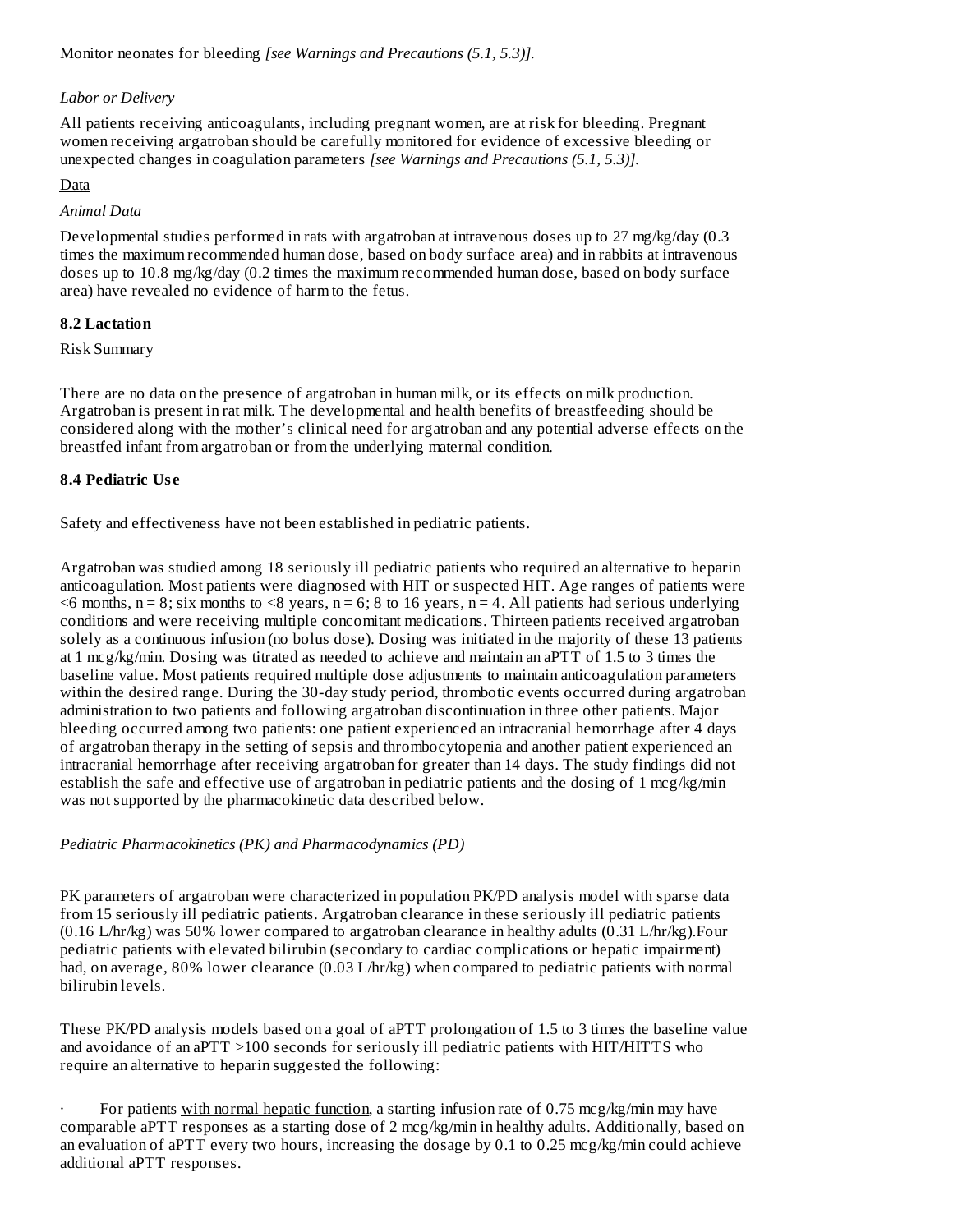Monitor neonates for bleeding *[see Warnings and Precautions (5.1, 5.3)].*

*Labor or Delivery*

All patients receiving anticoagulants, including pregnant women, are at risk for bleeding. Pregnant women receiving argatroban should be carefully monitored for evidence of excessive bleeding or unexpected changes in coagulation parameters *[see Warnings and Precautions (5.1, 5.3)].*

Data

*Animal Data*

Developmental studies performed in rats with argatroban at intravenous doses up to 27 mg/kg/day (0.3 times the maximum recommended human dose, based on body surface area) and in rabbits at intravenous doses up to 10.8 mg/kg/day (0.2 times the maximum recommended human dose, based on body surface area) have revealed no evidence of harm to the fetus.

### 8.2 Lactation

Risk Summary

There are no data on the presence of argatroban in human milk, or its effects on milk production. Argatroban is present in rat milk. The developmental and health benefits of breastfeeding should be considered along with the mother's clinical need for argatroban and any potential adverse effects on the breastfed infant from argatroban or from the underlying maternal condition.

### 8.4 Pediatric Use

Safety and effectiveness have not been established in pediatric patients.

Argatroban was studied among 18 seriously ill pediatric patients who required an alternative to heparin anticoagulation. Most patients were diagnosed with HIT or suspected HIT. Age ranges of patients were <6 months, n = 8; six months to <8 years, n = 6; 8 to 16 years, n = 4. All patients had serious underlying conditions and were receiving multiple concomitant medications. Thirteen patients received argatroban solely as a continuous infusion (no bolus dose). Dosing was initiated in the majority of these 13 patients at 1 mcg/kg/min. Dosing was titrated as needed to achieve and maintain an aPTT of 1.5 to 3 times the baseline value. Most patients required multiple dose adjustments to maintain anticoagulation parameters within the desired range. During the 30-day study period, thrombotic events occurred during argatroban administration to two patients and following argatroban discontinuation in three other patients. Major bleeding occurred among two patients: one patient experienced an intracranial hemorrhage after 4 days of argatroban therapy in the setting of sepsis and thrombocytopenia and another patient experienced an intracranial hemorrhage after receiving argatroban for greater than 14 days. The study findings did not establish the safe and effective use of argatroban in pediatric patients and the dosing of 1 mcg/kg/min was not supported by the pharmacokinetic data described below.

*Pediatric Pharmacokinetics (PK) and Pharmacodynamics (PD)*

PK parameters of argatroban were characterized in population PK/PD analysis model with sparse data from 15 seriously ill pediatric patients. Argatroban clearance in these seriously ill pediatric patients (0.16 L/hr/kg) was 50% lower compared to argatroban clearance in healthy adults (0.31 L/hr/kg).Four pediatric patients with elevated bilirubin (secondary to cardiac complications or hepatic impairment) had, on average, 80% lower clearance (0.03 L/hr/kg) when compared to pediatric patients with normal bilirubin levels.

These PK/PD analysis models based on a goal of aPTT prolongation of 1.5 to 3 times the baseline value and avoidance of an aPTT >100 seconds for seriously ill pediatric patients with HIT/HITTS who require an alternative to heparin suggested the following:

- For patients with normal hepatic function, a starting infusion rate of 0.75 mcg/kg/min may have comparable aPTT responses as a starting dose of 2 mcg/kg/min in healthy adults. Additionally, based on an evaluation of aPTT every two hours, increasing the dosage by 0.1 to 0.25 mcg/kg/min could achieve additional aPTT responses.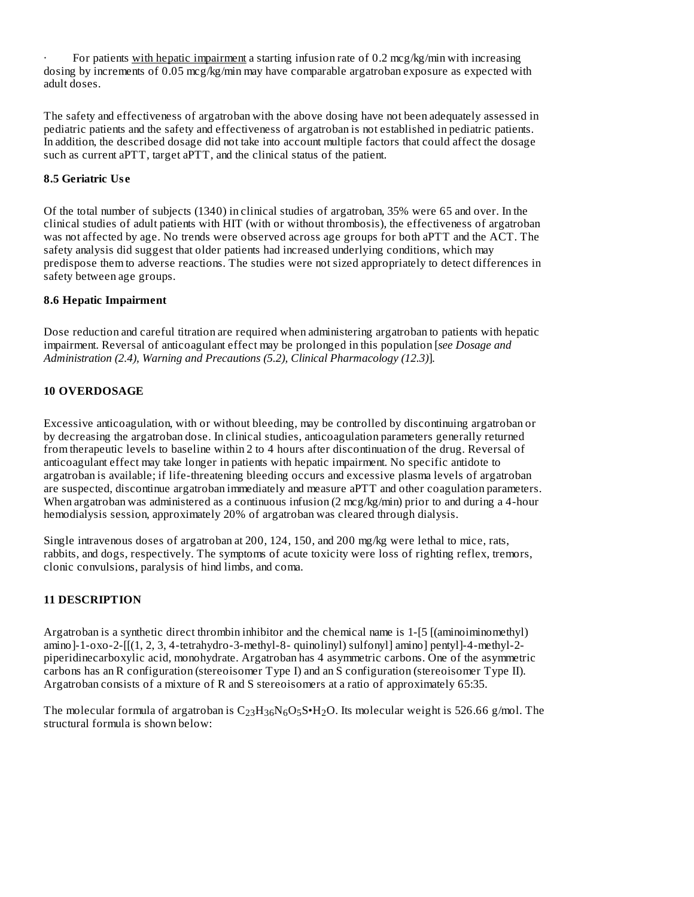- For patients with hepatic impairment a starting infusion rate of 0.2 mcg/kg/min with increasing dosing by increments of 0.05 mcg/kg/min may have comparable argatroban exposure as expected with adult doses.

The safety and effectiveness of argatroban with the above dosing have not been adequately assessed in pediatric patients and the safety and effectiveness of argatroban is not established in pediatric patients. In addition, the described dosage did not take into account multiple factors that could affect the dosage such as current aPTT, target aPTT, and the clinical status of the patient.

### 8.5 Geriatric Use

Of the total number of subjects (1340) in clinical studies of argatroban, 35% were 65 and over. In the clinical studies of adult patients with HIT (with or without thrombosis), the effectiveness of argatroban was not affected by age. No trends were observed across age groups for both aPTT and the ACT. The safety analysis did suggest that older patients had increased underlying conditions, which may predispose them to adverse reactions. The studies were not sized appropriately to detect differences in safety between age groups.

### 8.6 Hepatic Impairment

Dose reduction and careful titration are required when administering argatroban to patients with hepatic impairment. Reversal of anticoagulant effect may be prolonged in this population [*see Dosage and Administration (2.4), Warning and Precautions (5.2), Clinical Pharmacology (12.3)*].

## 10 OVERDOSAGE

Excessive anticoagulation, with or without bleeding, may be controlled by discontinuing argatroban or by decreasing the argatroban dose. In clinical studies, anticoagulation parameters generally returned from therapeutic levels to baseline within 2 to 4 hours after discontinuation of the drug. Reversal of anticoagulant effect may take longer in patients with hepatic impairment. No specific antidote to argatroban is available; if life-threatening bleeding occurs and excessive plasma levels of argatroban are suspected, discontinue argatroban immediately and measure aPTT and other coagulation parameters. When argatroban was administered as a continuous infusion (2 mcg/kg/min) prior to and during a 4-hour hemodialysis session, approximately 20% of argatroban was cleared through dialysis.

Single intravenous doses of argatroban at 200, 124, 150, and 200 mg/kg were lethal to mice, rats, rabbits, and dogs, respectively. The symptoms of acute toxicity were loss of righting reflex, tremors, clonic convulsions, paralysis of hind limbs, and coma.

## 11 DESCRIPTION

Argatroban is a synthetic direct thrombin inhibitor and the chemical name is 1-[5 [(aminoiminomethyl) amino]-1-oxo-2-[[(1, 2, 3, 4-tetrahydro-3-methyl-8- quinolinyl) sulfonyl] amino] pentyl]-4-methyl-2-piperidinecarboxylic acid, monohydrate. Argatroban has 4 asymmetric carbons. One of the asymmetric carbons has an R configuration (stereoisomer Type I) and an S configuration (stereoisomer Type II). Argatroban consists of a mixture of R and S stereoisomers at a ratio of approximately 65:35.

The molecular formula of argatroban is $C_{23}H_{36}N_6O_5S \cdot H_2O$. Its molecular weight is 526.66 g/mol. The structural formula is shown below: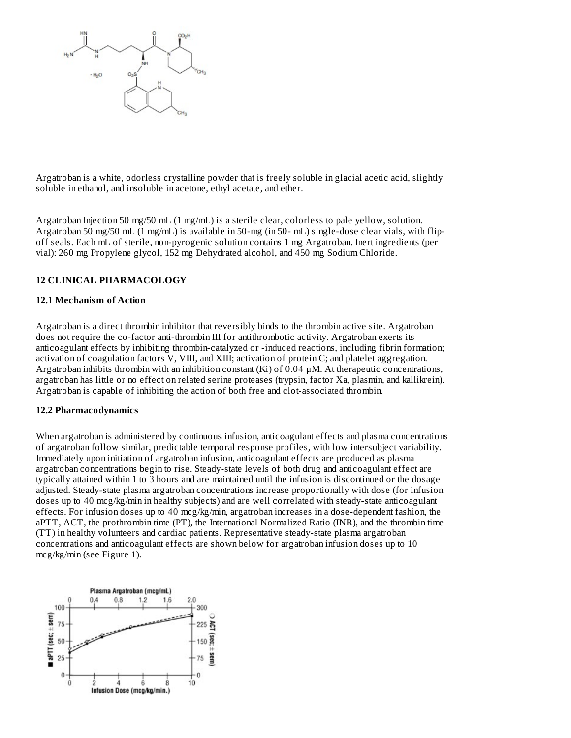Argatroban is a white, odorless crystalline powder that is freely soluble in glacial acetic acid, slightly soluble in ethanol, and insoluble in acetone, ethyl acetate, and ether.

Argatroban Injection 50 mg/50 mL (1 mg/mL) is a sterile clear, colorless to pale yellow, solution. Argatroban 50 mg/50 mL (1 mg/mL) is available in 50-mg (in 50- mL) single-dose clear vials, with flip-off seals. Each mL of sterile, non-pyrogenic solution contains 1 mg Argatroban. Inert ingredients (per vial): 260 mg Propylene glycol, 152 mg Dehydrated alcohol, and 450 mg Sodium Chloride.

## 12 CLINICAL PHARMACOLOGY

### 12.1 Mechanism of Action

Argatroban is a direct thrombin inhibitor that reversibly binds to the thrombin active site. Argatroban does not require the co-factor anti-thrombin III for antithrombotic activity. Argatroban exerts its anticoagulant effects by inhibiting thrombin-catalyzed or -induced reactions, including fibrin formation; activation of coagulation factors V, VIII, and XIII; activation of protein C; and platelet aggregation. Argatroban inhibits thrombin with an inhibition constant (Ki) of 0.04 µM. At therapeutic concentrations, argatroban has little or no effect on related serine proteases (trypsin, factor Xa, plasmin, and kallikrein). Argatroban is capable of inhibiting the action of both free and clot-associated thrombin.

### 12.2 Pharmacodynamics

When argatroban is administered by continuous infusion, anticoagulant effects and plasma concentrations of argatroban follow similar, predictable temporal response profiles, with low intersubject variability. Immediately upon initiation of argatroban infusion, anticoagulant effects are produced as plasma argatroban concentrations begin to rise. Steady-state levels of both drug and anticoagulant effect are typically attained within 1 to 3 hours and are maintained until the infusion is discontinued or the dosage adjusted. Steady-state plasma argatroban concentrations increase proportionally with dose (for infusion doses up to 40 mcg/kg/min in healthy subjects) and are well correlated with steady-state anticoagulant effects. For infusion doses up to 40 mcg/kg/min, argatroban increases in a dose-dependent fashion, the aPTT, ACT, the prothrombin time (PT), the International Normalized Ratio (INR), and the thrombin time (TT) in healthy volunteers and cardiac patients. Representative steady-state plasma argatroban concentrations and anticoagulant effects are shown below for argatroban infusion doses up to 10 mcg/kg/min (see Figure 1).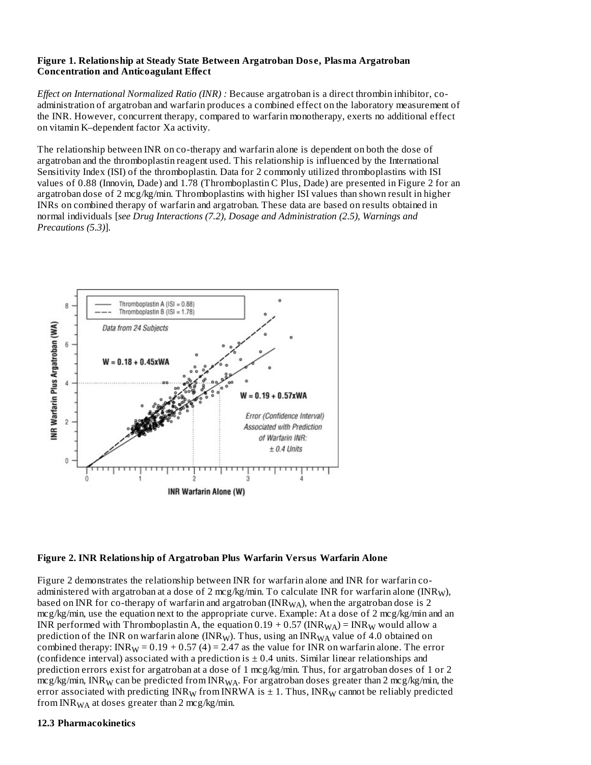**Figure 1. Relationship at Steady State Between Argatroban Dose, Plasma Argatroban Concentration and Anticoagulant Effect**

*Effect on International Normalized Ratio (INR) :* Because argatroban is a direct thrombin inhibitor, co-administration of argatroban and warfarin produces a combined effect on the laboratory measurement of the INR. However, concurrent therapy, compared to warfarin monotherapy, exerts no additional effect on vitamin K–dependent factor Xa activity.

The relationship between INR on co-therapy and warfarin alone is dependent on both the dose of argatroban and the thromboplastin reagent used. This relationship is influenced by the International Sensitivity Index (ISI) of the thromboplastin. Data for 2 commonly utilized thromboplastins with ISI values of 0.88 (Innovin, Dade) and 1.78 (Thromboplastin C Plus, Dade) are presented in Figure 2 for an argatroban dose of 2 mcg/kg/min. Thromboplastins with higher ISI values than shown result in higher INRs on combined therapy of warfarin and argatroban. These data are based on results obtained in normal individuals [*see Drug Interactions (7.2), Dosage and Administration (2.5), Warnings and Precautions (5.3)*].

**Figure 2. INR Relationship of Argatroban Plus Warfarin Versus Warfarin Alone**

Figure 2 demonstrates the relationship between INR for warfarin alone and INR for warfarin co-administered with argatroban at a dose of 2 mcg/kg/min. To calculate INR for warfarin alone ($INR_W$), based on INR for co-therapy of warfarin and argatroban ($INR_{WA}$), when the argatroban dose is 2 mcg/kg/min, use the equation next to the appropriate curve. Example: At a dose of 2 mcg/kg/min and an INR performed with Thromboplastin A, the equation $0.19 + 0.57\ (INR_{WA}) = INR_W$ would allow a prediction of the INR on warfarin alone ($INR_W$). Thus, using an $INR_{WA}$ value of 4.0 obtained on combined therapy: $INR_W = 0.19 + 0.57\ (4) = 2.47$ as the value for INR on warfarin alone. The error (confidence interval) associated with a prediction is ± 0.4 units. Similar linear relationships and prediction errors exist for argatroban at a dose of 1 mcg/kg/min. Thus, for argatroban doses of 1 or 2 mcg/kg/min, $INR_W$ can be predicted from $INR_{WA}$. For argatroban doses greater than 2 mcg/kg/min, the error associated with predicting $INR_W$ from INRWA is ± 1. Thus, $INR_W$ cannot be reliably predicted from $INR_{WA}$ at doses greater than 2 mcg/kg/min.

### 12.3 Pharmacokinetics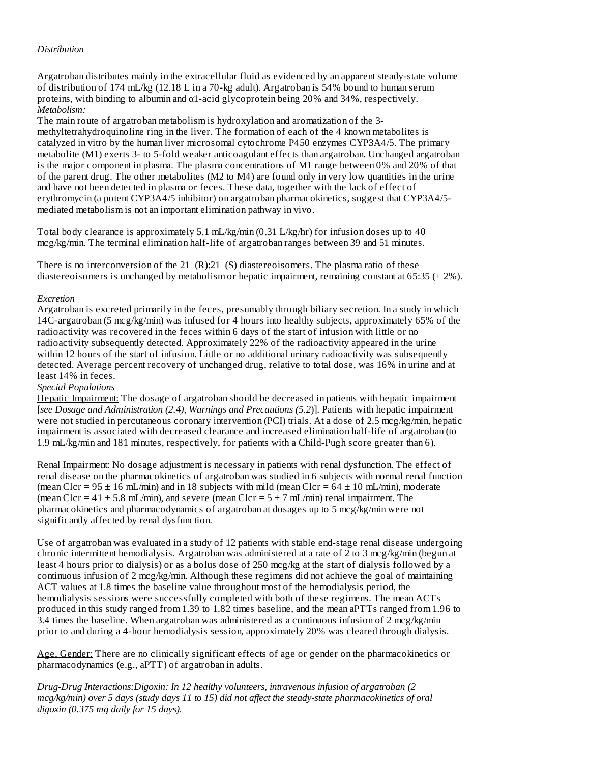*Distribution*

Argatroban distributes mainly in the extracellular fluid as evidenced by an apparent steady-state volume of distribution of 174 mL/kg (12.18 L in a 70-kg adult). Argatroban is 54% bound to human serum proteins, with binding to albumin and α1-acid glycoprotein being 20% and 34%, respectively.

*Metabolism:*

The main route of argatroban metabolism is hydroxylation and aromatization of the 3-methyltetrahydroquinoline ring in the liver. The formation of each of the 4 known metabolites is catalyzed in vitro by the human liver microsomal cytochrome P450 enzymes CYP3A4/5. The primary metabolite (M1) exerts 3- to 5-fold weaker anticoagulant effects than argatroban. Unchanged argatroban is the major component in plasma. The plasma concentrations of M1 range between 0% and 20% of that of the parent drug. The other metabolites (M2 to M4) are found only in very low quantities in the urine and have not been detected in plasma or feces. These data, together with the lack of effect of erythromycin (a potent CYP3A4/5 inhibitor) on argatroban pharmacokinetics, suggest that CYP3A4/5-mediated metabolism is not an important elimination pathway in vivo.

Total body clearance is approximately 5.1 mL/kg/min (0.31 L/kg/hr) for infusion doses up to 40 mcg/kg/min. The terminal elimination half-life of argatroban ranges between 39 and 51 minutes.

There is no interconversion of the 21–(R):21–(S) diastereoisomers. The plasma ratio of these diastereoisomers is unchanged by metabolism or hepatic impairment, remaining constant at 65:35 (± 2%).

*Excretion*

Argatroban is excreted primarily in the feces, presumably through biliary secretion. In a study in which 14C-argatroban (5 mcg/kg/min) was infused for 4 hours into healthy subjects, approximately 65% of the radioactivity was recovered in the feces within 6 days of the start of infusion with little or no radioactivity subsequently detected. Approximately 22% of the radioactivity appeared in the urine within 12 hours of the start of infusion. Little or no additional urinary radioactivity was subsequently detected. Average percent recovery of unchanged drug, relative to total dose, was 16% in urine and at least 14% in feces.

*Special Populations*

Hepatic Impairment: The dosage of argatroban should be decreased in patients with hepatic impairment [*see Dosage and Administration (2.4), Warnings and Precautions (5.2)*]. Patients with hepatic impairment were not studied in percutaneous coronary intervention (PCI) trials. At a dose of 2.5 mcg/kg/min, hepatic impairment is associated with decreased clearance and increased elimination half-life of argatroban (to 1.9 mL/kg/min and 181 minutes, respectively, for patients with a Child-Pugh score greater than 6).

Renal Impairment: No dosage adjustment is necessary in patients with renal dysfunction. The effect of renal disease on the pharmacokinetics of argatroban was studied in 6 subjects with normal renal function (mean Clcr = 95 ± 16 mL/min) and in 18 subjects with mild (mean Clcr = 64 ± 10 mL/min), moderate (mean Clcr = 41 ± 5.8 mL/min), and severe (mean Clcr = 5 ± 7 mL/min) renal impairment. The pharmacokinetics and pharmacodynamics of argatroban at dosages up to 5 mcg/kg/min were not significantly affected by renal dysfunction.

Use of argatroban was evaluated in a study of 12 patients with stable end-stage renal disease undergoing chronic intermittent hemodialysis. Argatroban was administered at a rate of 2 to 3 mcg/kg/min (begun at least 4 hours prior to dialysis) or as a bolus dose of 250 mcg/kg at the start of dialysis followed by a continuous infusion of 2 mcg/kg/min. Although these regimens did not achieve the goal of maintaining ACT values at 1.8 times the baseline value throughout most of the hemodialysis period, the hemodialysis sessions were successfully completed with both of these regimens. The mean ACTs produced in this study ranged from 1.39 to 1.82 times baseline, and the mean aPTTs ranged from 1.96 to 3.4 times the baseline. When argatroban was administered as a continuous infusion of 2 mcg/kg/min prior to and during a 4-hour hemodialysis session, approximately 20% was cleared through dialysis.

Age, Gender: There are no clinically significant effects of age or gender on the pharmacokinetics or pharmacodynamics (e.g., aPTT) of argatroban in adults.

*Drug-Drug Interactions:Digoxin: In 12 healthy volunteers, intravenous infusion of argatroban (2 mcg/kg/min) over 5 days (study days 11 to 15) did not affect the steady-state pharmacokinetics of oral digoxin (0.375 mg daily for 15 days).*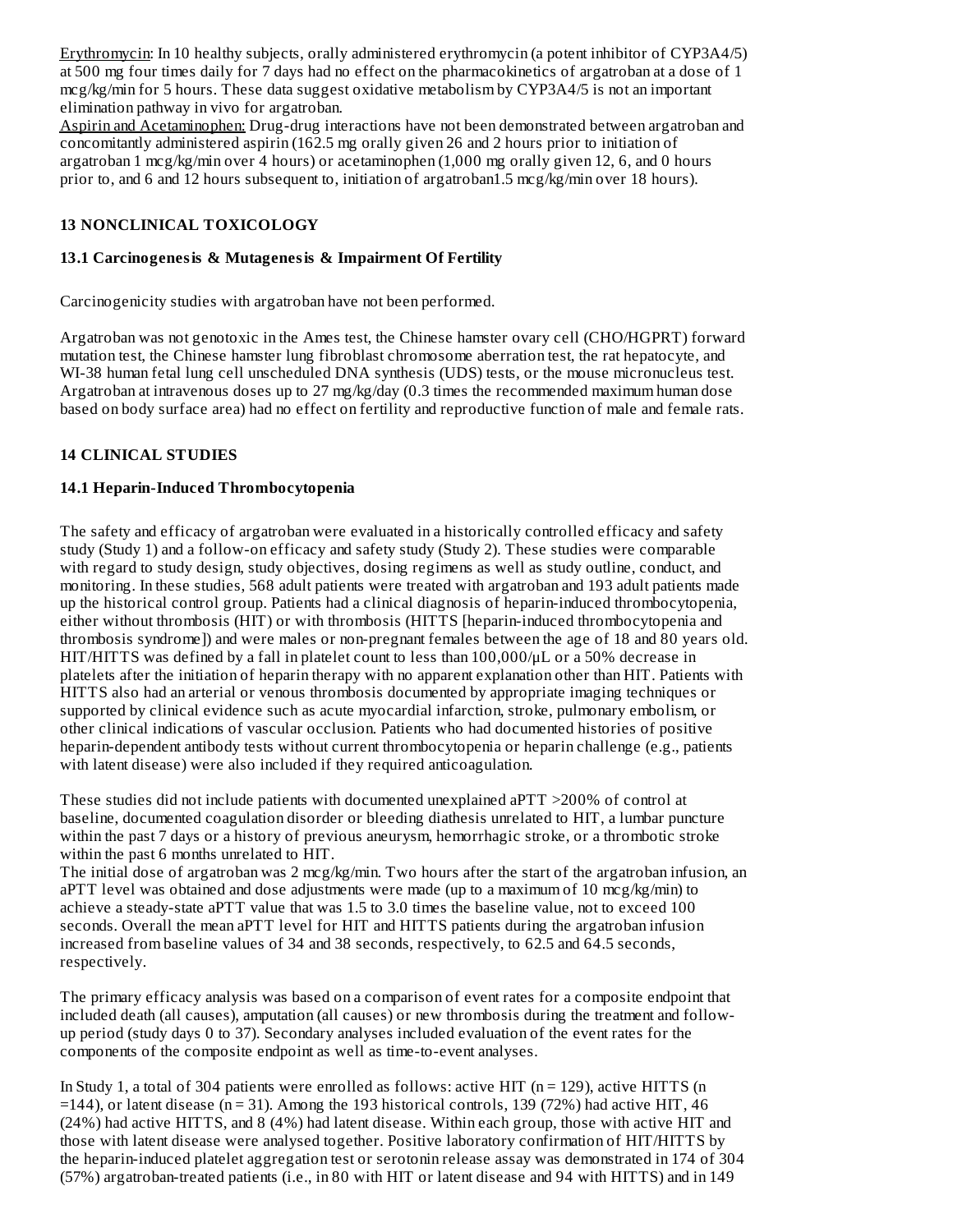Erythromycin: In 10 healthy subjects, orally administered erythromycin (a potent inhibitor of CYP3A4/5) at 500 mg four times daily for 7 days had no effect on the pharmacokinetics of argatroban at a dose of 1 mcg/kg/min for 5 hours. These data suggest oxidative metabolism by CYP3A4/5 is not an important elimination pathway in vivo for argatroban.

Aspirin and Acetaminophen: Drug-drug interactions have not been demonstrated between argatroban and concomitantly administered aspirin (162.5 mg orally given 26 and 2 hours prior to initiation of argatroban 1 mcg/kg/min over 4 hours) or acetaminophen (1,000 mg orally given 12, 6, and 0 hours prior to, and 6 and 12 hours subsequent to, initiation of argatroban1.5 mcg/kg/min over 18 hours).

## 13 NONCLINICAL TOXICOLOGY

### 13.1 Carcinogenesis & Mutagenesis & Impairment Of Fertility

Carcinogenicity studies with argatroban have not been performed.

Argatroban was not genotoxic in the Ames test, the Chinese hamster ovary cell (CHO/HGPRT) forward mutation test, the Chinese hamster lung fibroblast chromosome aberration test, the rat hepatocyte, and WI-38 human fetal lung cell unscheduled DNA synthesis (UDS) tests, or the mouse micronucleus test. Argatroban at intravenous doses up to 27 mg/kg/day (0.3 times the recommended maximum human dose based on body surface area) had no effect on fertility and reproductive function of male and female rats.

## 14 CLINICAL STUDIES

### 14.1 Heparin-Induced Thrombocytopenia

The safety and efficacy of argatroban were evaluated in a historically controlled efficacy and safety study (Study 1) and a follow-on efficacy and safety study (Study 2). These studies were comparable with regard to study design, study objectives, dosing regimens as well as study outline, conduct, and monitoring. In these studies, 568 adult patients were treated with argatroban and 193 adult patients made up the historical control group. Patients had a clinical diagnosis of heparin-induced thrombocytopenia, either without thrombosis (HIT) or with thrombosis (HITTS [heparin-induced thrombocytopenia and thrombosis syndrome]) and were males or non-pregnant females between the age of 18 and 80 years old. HIT/HITTS was defined by a fall in platelet count to less than 100,000/µL or a 50% decrease in platelets after the initiation of heparin therapy with no apparent explanation other than HIT. Patients with HITTS also had an arterial or venous thrombosis documented by appropriate imaging techniques or supported by clinical evidence such as acute myocardial infarction, stroke, pulmonary embolism, or other clinical indications of vascular occlusion. Patients who had documented histories of positive heparin-dependent antibody tests without current thrombocytopenia or heparin challenge (e.g., patients with latent disease) were also included if they required anticoagulation.

These studies did not include patients with documented unexplained aPTT >200% of control at baseline, documented coagulation disorder or bleeding diathesis unrelated to HIT, a lumbar puncture within the past 7 days or a history of previous aneurysm, hemorrhagic stroke, or a thrombotic stroke within the past 6 months unrelated to HIT.

The initial dose of argatroban was 2 mcg/kg/min. Two hours after the start of the argatroban infusion, an aPTT level was obtained and dose adjustments were made (up to a maximum of 10 mcg/kg/min) to achieve a steady-state aPTT value that was 1.5 to 3.0 times the baseline value, not to exceed 100 seconds. Overall the mean aPTT level for HIT and HITTS patients during the argatroban infusion increased from baseline values of 34 and 38 seconds, respectively, to 62.5 and 64.5 seconds, respectively.

The primary efficacy analysis was based on a comparison of event rates for a composite endpoint that included death (all causes), amputation (all causes) or new thrombosis during the treatment and follow-up period (study days 0 to 37). Secondary analyses included evaluation of the event rates for the components of the composite endpoint as well as time-to-event analyses.

In Study 1, a total of 304 patients were enrolled as follows: active HIT (n = 129), active HITTS (n =144), or latent disease (n = 31). Among the 193 historical controls, 139 (72%) had active HIT, 46 (24%) had active HITTS, and 8 (4%) had latent disease. Within each group, those with active HIT and those with latent disease were analysed together. Positive laboratory confirmation of HIT/HITTS by the heparin-induced platelet aggregation test or serotonin release assay was demonstrated in 174 of 304 (57%) argatroban-treated patients (i.e., in 80 with HIT or latent disease and 94 with HITTS) and in 149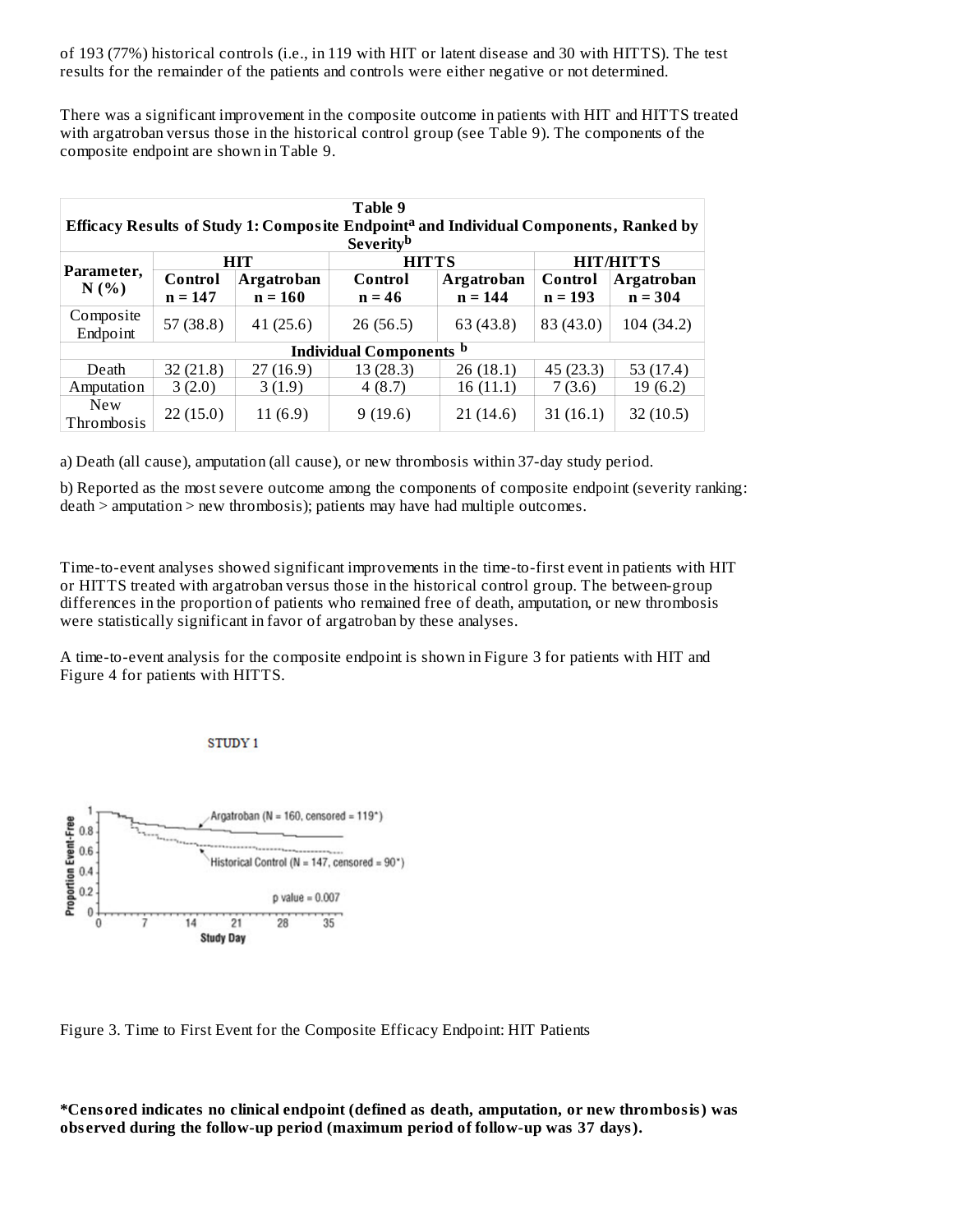of 193 (77%) historical controls (i.e., in 119 with HIT or latent disease and 30 with HITTS). The test results for the remainder of the patients and controls were either negative or not determined.

There was a significant improvement in the composite outcome in patients with HIT and HITTS treated with argatroban versus those in the historical control group (see Table 9). The components of the composite endpoint are shown in Table 9.

**Table 9**
**Efficacy Results of Study 1: Composite Endpoint[a] and Individual Components, Ranked by Severity[b]**

| Parameter, N (%) | HIT | | HITTS | | HIT/HITTS | |
|---|---|---|---|---|---|---|
| | Control n = 147 | Argatroban n = 160 | Control n = 46 | Argatroban n = 144 | Control n = 193 | Argatroban n = 304 |
| Composite Endpoint | 57 (38.8) | 41 (25.6) | 26 (56.5) | 63 (43.8) | 83 (43.0) | 104 (34.2) |
| **Individual Components [b]** | | | | | | |
| Death | 32 (21.8) | 27 (16.9) | 13 (28.3) | 26 (18.1) | 45 (23.3) | 53 (17.4) |
| Amputation | 3 (2.0) | 3 (1.9) | 4 (8.7) | 16 (11.1) | 7 (3.6) | 19 (6.2) |
| New Thrombosis | 22 (15.0) | 11 (6.9) | 9 (19.6) | 21 (14.6) | 31 (16.1) | 32 (10.5) |

a) Death (all cause), amputation (all cause), or new thrombosis within 37-day study period.

b) Reported as the most severe outcome among the components of composite endpoint (severity ranking: death > amputation > new thrombosis); patients may have had multiple outcomes.

Time-to-event analyses showed significant improvements in the time-to-first event in patients with HIT or HITTS treated with argatroban versus those in the historical control group. The between-group differences in the proportion of patients who remained free of death, amputation, or new thrombosis were statistically significant in favor of argatroban by these analyses.

A time-to-event analysis for the composite endpoint is shown in Figure 3 for patients with HIT and Figure 4 for patients with HITTS.

STUDY 1

Argatroban (N = 160, censored = 119*)

Historical Control (N = 147, censored = 90*)

p value = 0.007

Figure 3. Time to First Event for the Composite Efficacy Endpoint: HIT Patients

**\*Censored indicates no clinical endpoint (defined as death, amputation, or new thrombosis) was observed during the follow-up period (maximum period of follow-up was 37 days).**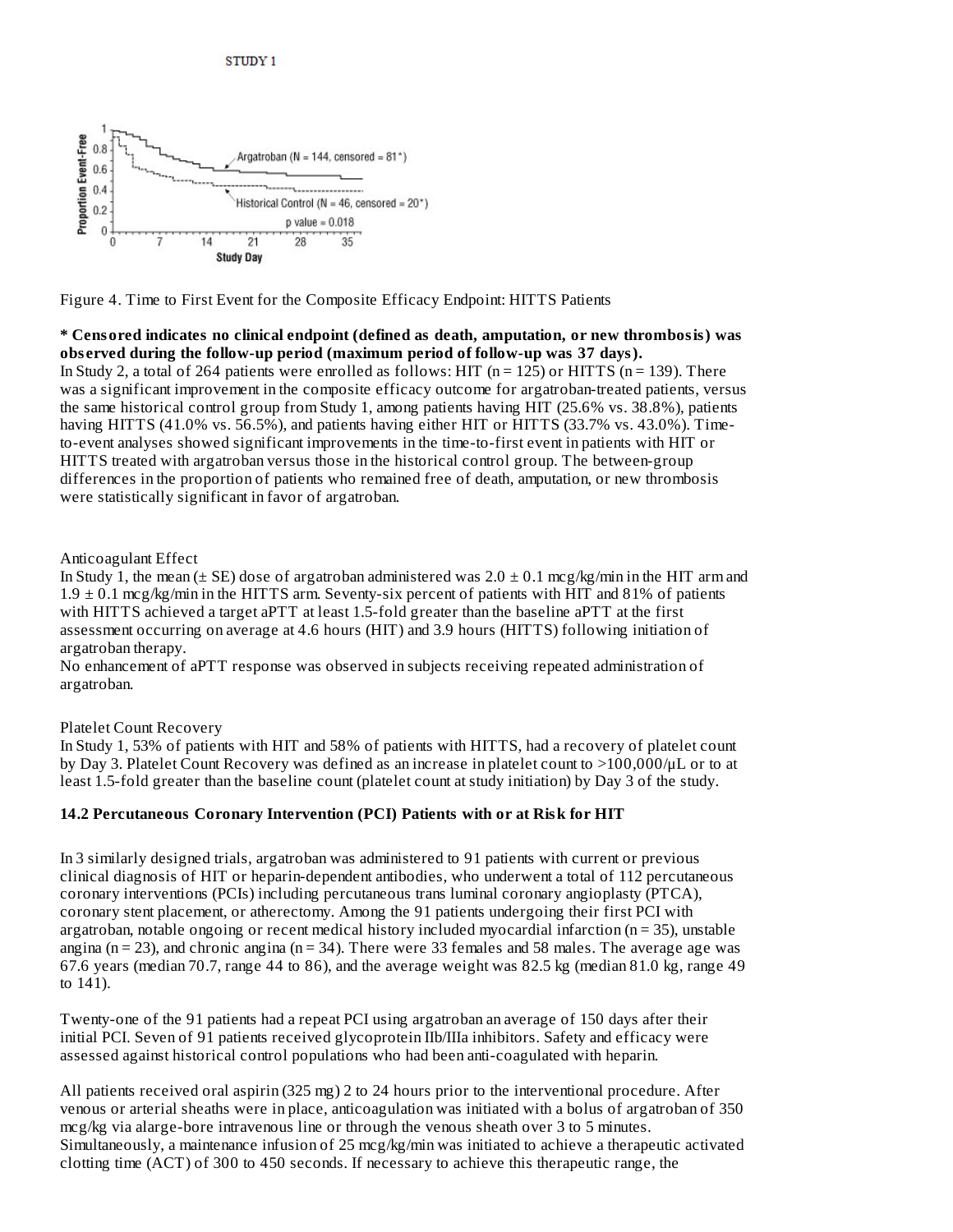STUDY 1

Figure 4. Time to First Event for the Composite Efficacy Endpoint: HITTS Patients

**\* Censored indicates no clinical endpoint (defined as death, amputation, or new thrombosis) was observed during the follow-up period (maximum period of follow-up was 37 days).**

In Study 2, a total of 264 patients were enrolled as follows: HIT (n = 125) or HITTS (n = 139). There was a significant improvement in the composite efficacy outcome for argatroban-treated patients, versus the same historical control group from Study 1, among patients having HIT (25.6% vs. 38.8%), patients having HITTS (41.0% vs. 56.5%), and patients having either HIT or HITTS (33.7% vs. 43.0%). Time-to-event analyses showed significant improvements in the time-to-first event in patients with HIT or HITTS treated with argatroban versus those in the historical control group. The between-group differences in the proportion of patients who remained free of death, amputation, or new thrombosis were statistically significant in favor of argatroban.

Anticoagulant Effect

In Study 1, the mean (± SE) dose of argatroban administered was 2.0 ± 0.1 mcg/kg/min in the HIT arm and 1.9 ± 0.1 mcg/kg/min in the HITTS arm. Seventy-six percent of patients with HIT and 81% of patients with HITTS achieved a target aPTT at least 1.5-fold greater than the baseline aPTT at the first assessment occurring on average at 4.6 hours (HIT) and 3.9 hours (HITTS) following initiation of argatroban therapy.

No enhancement of aPTT response was observed in subjects receiving repeated administration of argatroban.

Platelet Count Recovery

In Study 1, 53% of patients with HIT and 58% of patients with HITTS, had a recovery of platelet count by Day 3. Platelet Count Recovery was defined as an increase in platelet count to >100,000/μL or to at least 1.5-fold greater than the baseline count (platelet count at study initiation) by Day 3 of the study.

### 14.2 Percutaneous Coronary Intervention (PCI) Patients with or at Risk for HIT

In 3 similarly designed trials, argatroban was administered to 91 patients with current or previous clinical diagnosis of HIT or heparin-dependent antibodies, who underwent a total of 112 percutaneous coronary interventions (PCIs) including percutaneous trans luminal coronary angioplasty (PTCA), coronary stent placement, or atherectomy. Among the 91 patients undergoing their first PCI with argatroban, notable ongoing or recent medical history included myocardial infarction (n = 35), unstable angina (n = 23), and chronic angina (n = 34). There were 33 females and 58 males. The average age was 67.6 years (median 70.7, range 44 to 86), and the average weight was 82.5 kg (median 81.0 kg, range 49 to 141).

Twenty-one of the 91 patients had a repeat PCI using argatroban an average of 150 days after their initial PCI. Seven of 91 patients received glycoprotein IIb/IIIa inhibitors. Safety and efficacy were assessed against historical control populations who had been anti-coagulated with heparin.

All patients received oral aspirin (325 mg) 2 to 24 hours prior to the interventional procedure. After venous or arterial sheaths were in place, anticoagulation was initiated with a bolus of argatroban of 350 mcg/kg via alarge-bore intravenous line or through the venous sheath over 3 to 5 minutes. Simultaneously, a maintenance infusion of 25 mcg/kg/min was initiated to achieve a therapeutic activated clotting time (ACT) of 300 to 450 seconds. If necessary to achieve this therapeutic range, the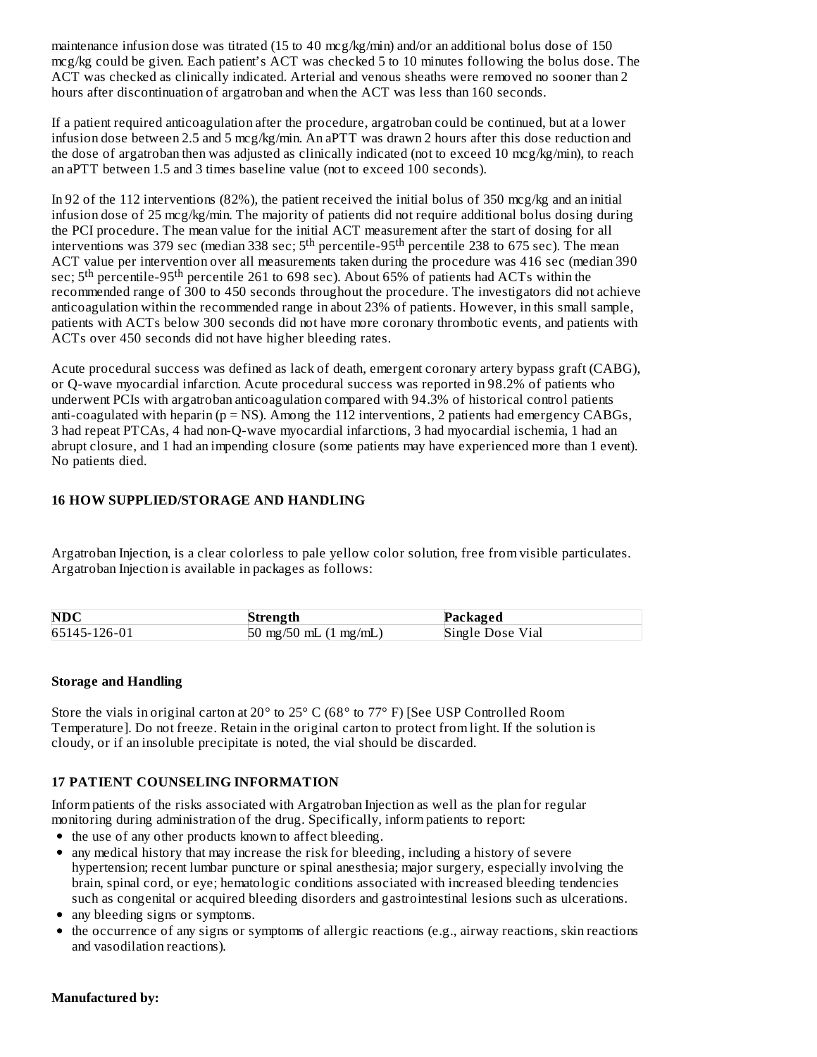maintenance infusion dose was titrated (15 to 40 mcg/kg/min) and/or an additional bolus dose of 150 mcg/kg could be given. Each patient's ACT was checked 5 to 10 minutes following the bolus dose. The ACT was checked as clinically indicated. Arterial and venous sheaths were removed no sooner than 2 hours after discontinuation of argatroban and when the ACT was less than 160 seconds.

If a patient required anticoagulation after the procedure, argatroban could be continued, but at a lower infusion dose between 2.5 and 5 mcg/kg/min. An aPTT was drawn 2 hours after this dose reduction and the dose of argatroban then was adjusted as clinically indicated (not to exceed 10 mcg/kg/min), to reach an aPTT between 1.5 and 3 times baseline value (not to exceed 100 seconds).

In 92 of the 112 interventions (82%), the patient received the initial bolus of 350 mcg/kg and an initial infusion dose of 25 mcg/kg/min. The majority of patients did not require additional bolus dosing during the PCI procedure. The mean value for the initial ACT measurement after the start of dosing for all interventions was 379 sec (median 338 sec; $5^{th}$ percentile-$95^{th}$ percentile 238 to 675 sec). The mean ACT value per intervention over all measurements taken during the procedure was 416 sec (median 390 sec; $5^{th}$ percentile-$95^{th}$ percentile 261 to 698 sec). About 65% of patients had ACTs within the recommended range of 300 to 450 seconds throughout the procedure. The investigators did not achieve anticoagulation within the recommended range in about 23% of patients. However, in this small sample, patients with ACTs below 300 seconds did not have more coronary thrombotic events, and patients with ACTs over 450 seconds did not have higher bleeding rates.

Acute procedural success was defined as lack of death, emergent coronary artery bypass graft (CABG), or Q-wave myocardial infarction. Acute procedural success was reported in 98.2% of patients who underwent PCIs with argatroban anticoagulation compared with 94.3% of historical control patients anti-coagulated with heparin (p = NS). Among the 112 interventions, 2 patients had emergency CABGs, 3 had repeat PTCAs, 4 had non-Q-wave myocardial infarctions, 3 had myocardial ischemia, 1 had an abrupt closure, and 1 had an impending closure (some patients may have experienced more than 1 event). No patients died.

## 16 HOW SUPPLIED/STORAGE AND HANDLING

Argatroban Injection, is a clear colorless to pale yellow color solution, free from visible particulates. Argatroban Injection is available in packages as follows:

| NDC | Strength | Packaged |
|---|---|---|
| 65145-126-01 | 50 mg/50 mL (1 mg/mL) | Single Dose Vial |

### Storage and Handling

Store the vials in original carton at 20° to 25° C (68° to 77° F) [See USP Controlled Room Temperature]. Do not freeze. Retain in the original carton to protect from light. If the solution is cloudy, or if an insoluble precipitate is noted, the vial should be discarded.

## 17 PATIENT COUNSELING INFORMATION

Inform patients of the risks associated with Argatroban Injection as well as the plan for regular monitoring during administration of the drug. Specifically, inform patients to report:

- the use of any other products known to affect bleeding.
- any medical history that may increase the risk for bleeding, including a history of severe hypertension; recent lumbar puncture or spinal anesthesia; major surgery, especially involving the brain, spinal cord, or eye; hematologic conditions associated with increased bleeding tendencies such as congenital or acquired bleeding disorders and gastrointestinal lesions such as ulcerations.
- any bleeding signs or symptoms.
- the occurrence of any signs or symptoms of allergic reactions (e.g., airway reactions, skin reactions and vasodilation reactions).

**Manufactured by:**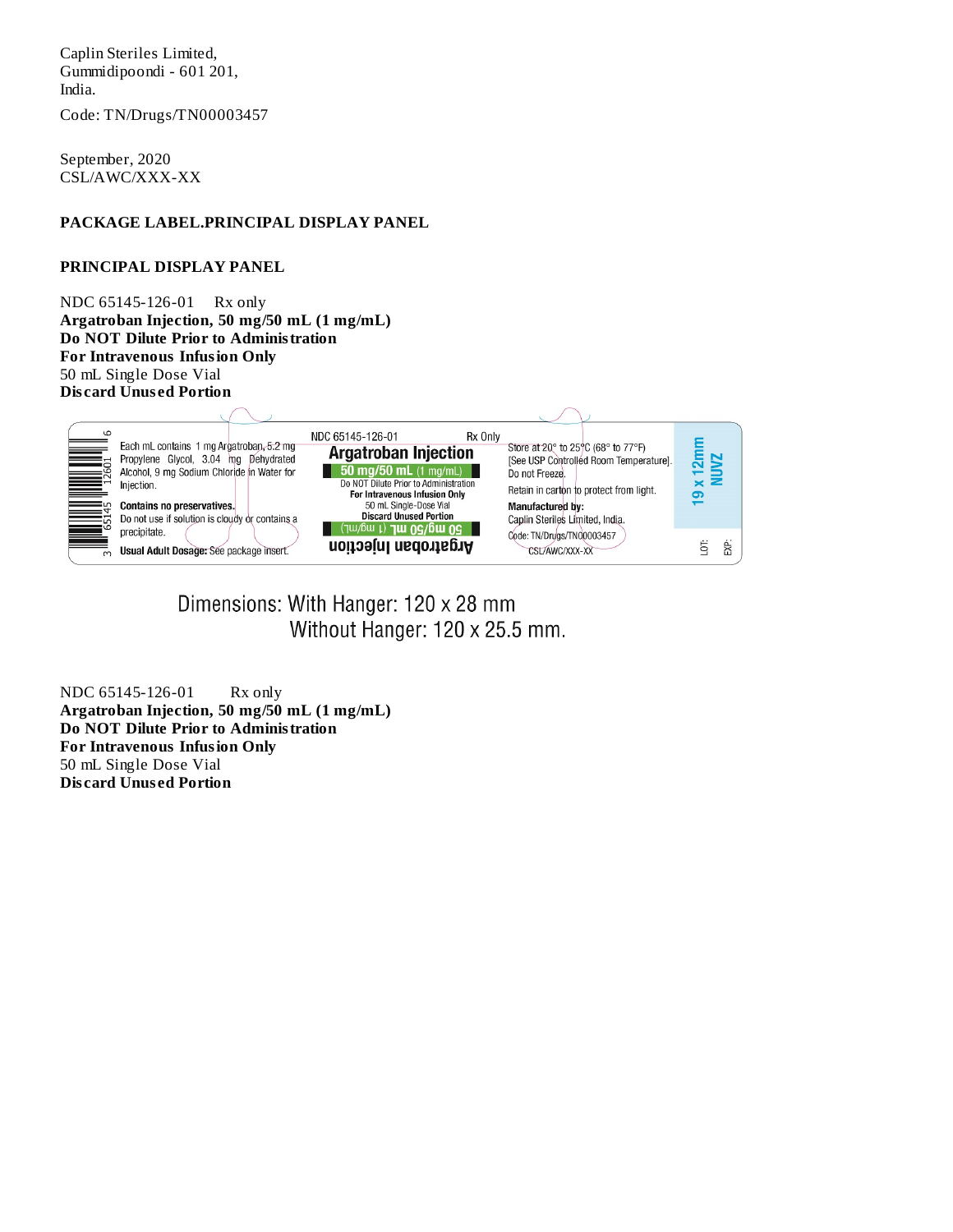Caplin Steriles Limited,
Gummidipoondi - 601 201,
India.

Code: TN/Drugs/TN00003457

September, 2020
CSL/AWC/XXX-XX

## PACKAGE LABEL.PRINCIPAL DISPLAY PANEL

## PRINCIPAL DISPLAY PANEL

NDC 65145-126-01 Rx only
**Argatroban Injection, 50 mg/50 mL (1 mg/mL)**
**Do NOT Dilute Prior to Administration**
**For Intravenous Infusion Only**
50 mL Single Dose Vial
**Discard Unused Portion**

3 65145 12601 6

Each mL contains 1 mg Argatroban, 5.2 mg Propylene Glycol, 3.04 mg Dehydrated Alcohol, 9 mg Sodium Chloride in Water for Injection.

**Contains no preservatives.**
Do not use if solution is cloudy or contains a precipitate.

**Usual Adult Dosage:** See package insert.

NDC 65145-126-01 Rx Only
**Argatroban Injection**
**50 mg/50 mL** (1 mg/mL)
Do NOT Dilute Prior to Administration
**For Intravenous Infusion Only**
50 mL Single-Dose Vial
**Discard Unused Portion**
**50 mg/50 mL** (1 mg/mL)
**Argatroban Injection**

Store at 20° to 25°C (68° to 77°F) [See USP Controlled Room Temperature].
Do not Freeze.

Retain in carton to protect from light.

**Manufactured by:**
Caplin Steriles Limited, India.
Code: TN/Drugs/TN00003457
CSL/AWC/XXX-XX

19 x 12mm
NUVZ

LOT:
EXP:

Dimensions: With Hanger: 120 x 28 mm
Without Hanger: 120 x 25.5 mm.

NDC 65145-126-01 Rx only
**Argatroban Injection, 50 mg/50 mL (1 mg/mL)**
**Do NOT Dilute Prior to Administration**
**For Intravenous Infusion Only**
50 mL Single Dose Vial
**Discard Unused Portion**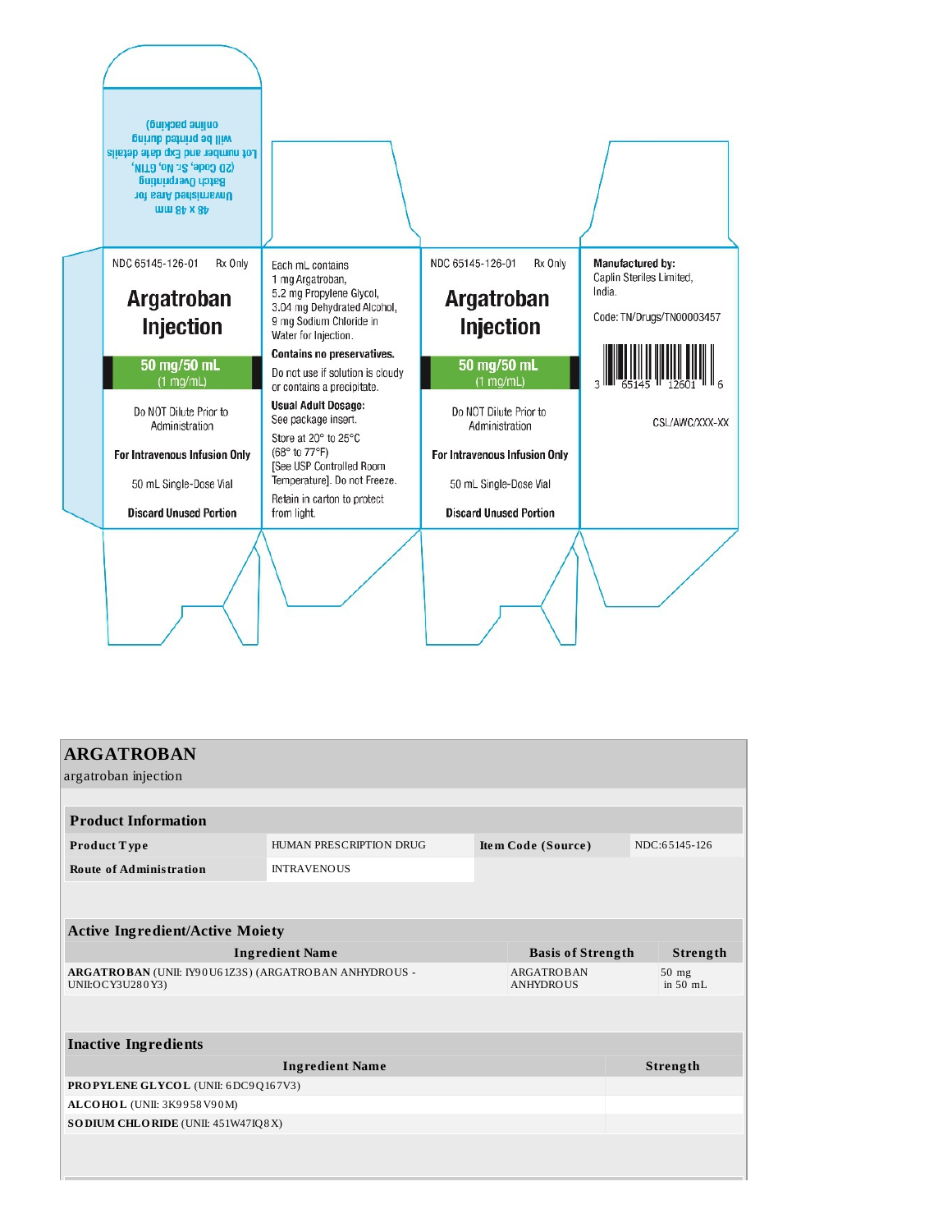48 x 48 mm
Unvarnished Area for
Batch Overprinting
(2D Code, Sr. No, GTIN,
Lot number and Exp date details
will be printed during
online packing)

NDC 65145-126-01 Rx Only

**Argatroban Injection**

**50 mg/50 mL**
(1 mg/mL)

Do NOT Dilute Prior to Administration

**For Intravenous Infusion Only**

50 mL Single-Dose Vial

**Discard Unused Portion**

Each mL contains
1 mg Argatroban,
5.2 mg Propylene Glycol,
3.04 mg Dehydrated Alcohol,
9 mg Sodium Chloride in
Water for Injection.

**Contains no preservatives.**

Do not use if solution is cloudy or contains a precipitate.

**Usual Adult Dosage:**
See package insert.

Store at 20° to 25°C (68° to 77°F) [See USP Controlled Room Temperature]. Do not Freeze.

Retain in carton to protect from light.

NDC 65145-126-01 Rx Only

**Argatroban Injection**

**50 mg/50 mL**
(1 mg/mL)

Do NOT Dilute Prior to Administration

**For Intravenous Infusion Only**

50 mL Single-Dose Vial

**Discard Unused Portion**

**Manufactured by:**
Caplin Steriles Limited,
India.

Code: TN/Drugs/TN00003457

3 65145 12601 6

CSL/AWC/XXX-XX

# ARGATROBAN

argatroban injection

| Product Information | | | |
|---|---|---|---|
| **Product Type** | HUMAN PRESCRIPTION DRUG | **Item Code (Source)** | NDC:65145-126 |
| **Route of Administration** | INTRAVENOUS | | |

| Active Ingredient/Active Moiety | | |
|---|---|---|
| **Ingredient Name** | **Basis of Strength** | **Strength** |
| **ARGATROBAN** (UNII: IY90U61Z3S) (ARGATROBAN ANHYDROUS - UNII:OCY3U280Y3) | ARGATROBAN ANHYDROUS | 50 mg in 50 mL |

| Inactive Ingredients | |
|---|---|
| **Ingredient Name** | **Strength** |
| **PROPYLENE GLYCOL** (UNII: 6DC9Q167V3) | |
| **ALCOHOL** (UNII: 3K9958V90M) | |
| **SODIUM CHLORIDE** (UNII: 451W47IQ8X) | |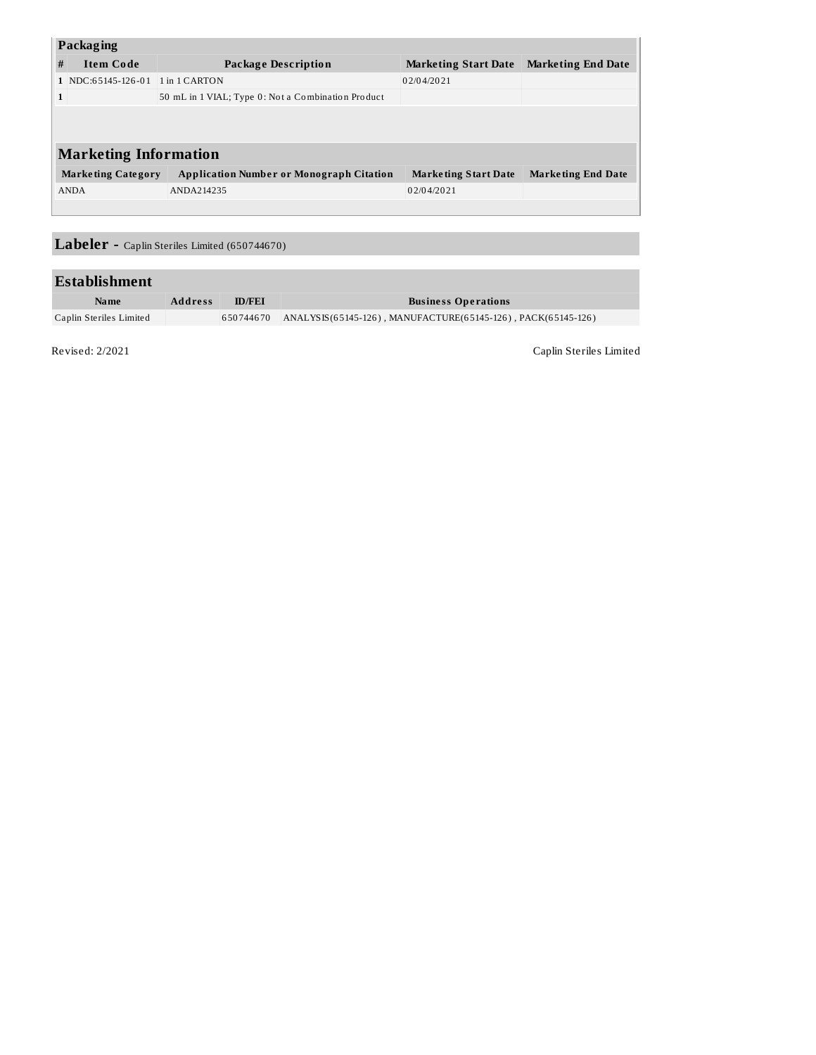## Packaging

| # | Item Code | Package Description | Marketing Start Date | Marketing End Date |
|---|---|---|---|---|
| 1 | NDC:65145-126-01 | 1 in 1 CARTON | 02/04/2021 | |
| 1 | | 50 mL in 1 VIAL; Type 0: Not a Combination Product | | |

## Marketing Information

| Marketing Category | Application Number or Monograph Citation | Marketing Start Date | Marketing End Date |
|---|---|---|---|
| ANDA | ANDA214235 | 02/04/2021 | |

## Labeler - Caplin Steriles Limited (650744670)

## Establishment

| Name | Address | ID/FEI | Business Operations |
|---|---|---|---|
| Caplin Steriles Limited | | 650744670 | ANALYSIS(65145-126) , MANUFACTURE(65145-126) , PACK(65145-126) |

Revised: 2/2021

Caplin Steriles Limited